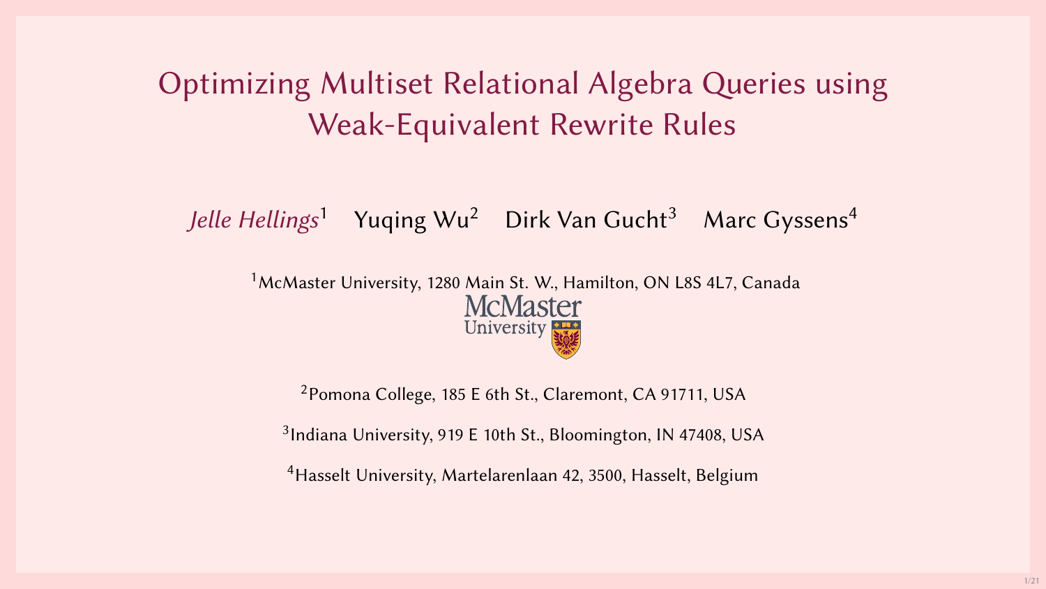# Optimizing Multiset Relational Algebra Queries using Weak-Equivalent Rewrite Rules

*Jelle Hellings*[1] Yuqing Wu[2] Dirk Van Gucht[3] Marc Gyssens[4]

[1]McMaster University, 1280 Main St. W., Hamilton, ON L8S 4L7, Canada

McMaster University

[2]Pomona College, 185 E 6th St., Claremont, CA 91711, USA

[3]Indiana University, 919 E 10th St., Bloomington, IN 47408, USA

[4]Hasselt University, Martelarenlaan 42, 3500, Hasselt, Belgium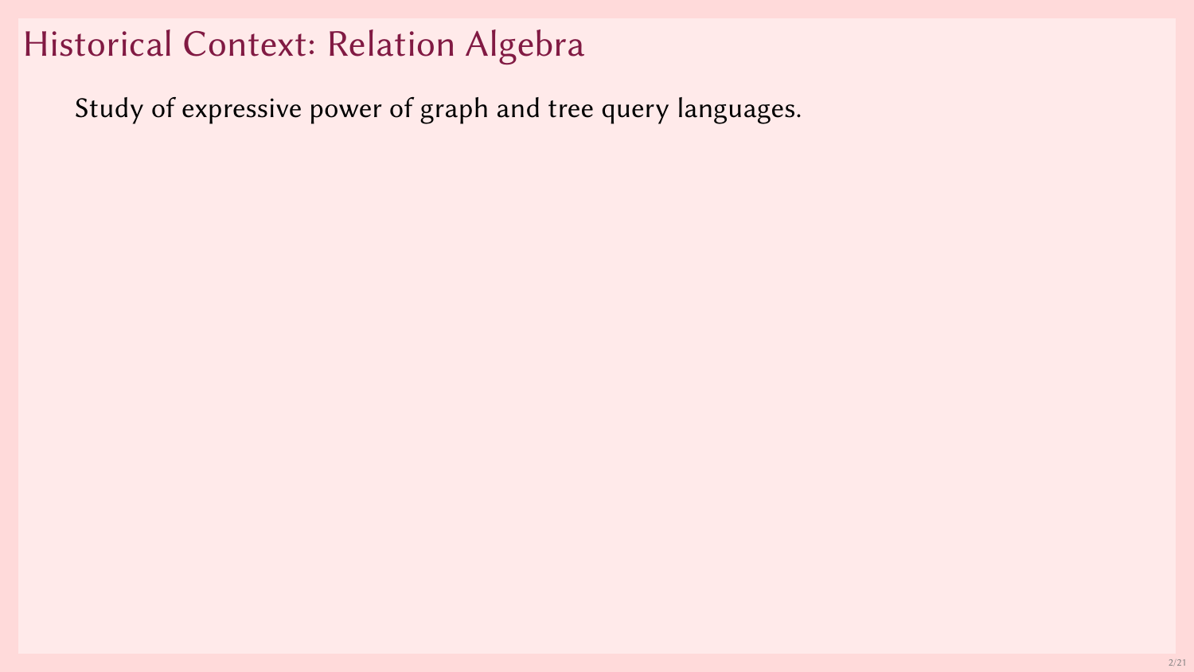# Historical Context: Relation Algebra

Study of expressive power of graph and tree query languages.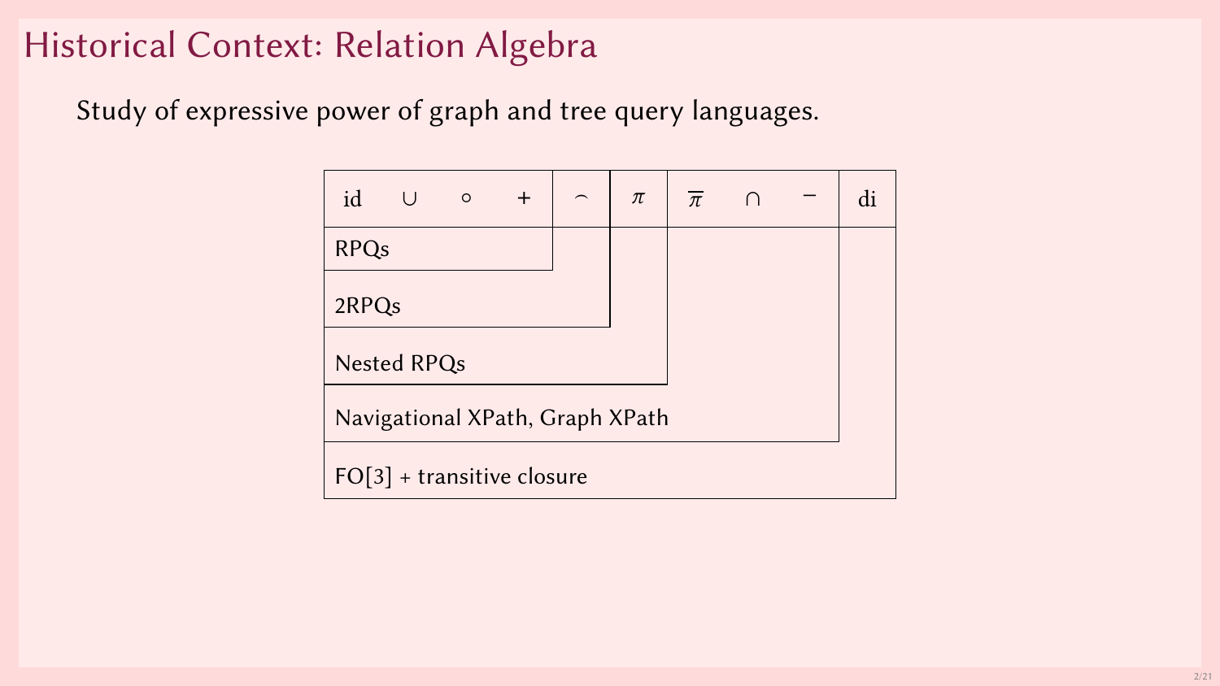# Historical Context: Relation Algebra

Study of expressive power of graph and tree query languages.

| id | $\cup$ | $\circ$ | $+$ | $\frown$ | $\pi$ | $\overline{\pi}$ | $\cap$ | $-$ | di |
|---|---|---|---|---|---|---|---|---|---|
| RPQs | | | | | | | | | |
| 2RPQs | | | | | | | | | |
| Nested RPQs | | | | | | | | | |
| Navigational XPath, Graph XPath | | | | | | | | | |
| FO[3] + transitive closure | | | | | | | | | |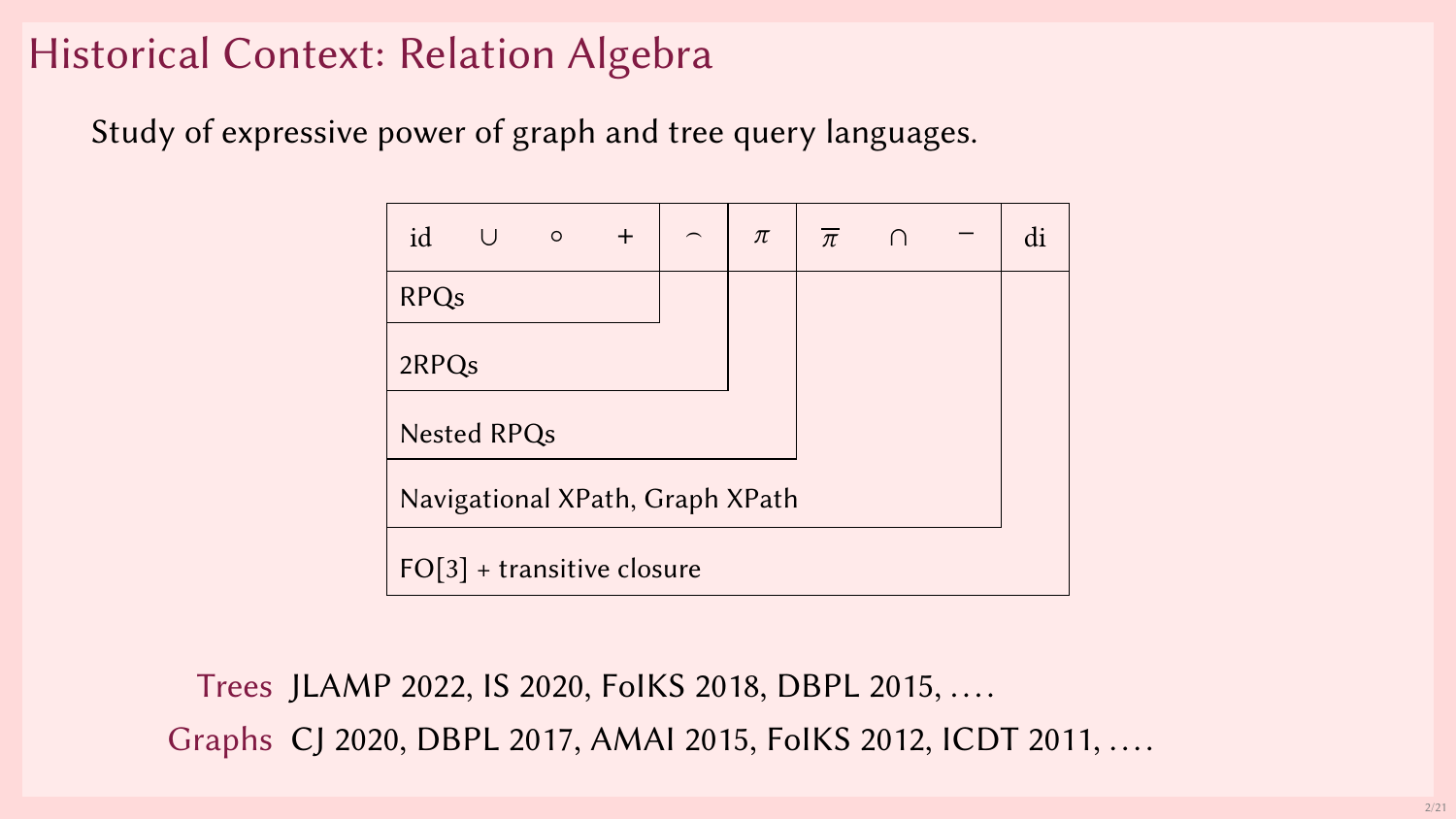# Historical Context: Relation Algebra

Study of expressive power of graph and tree query languages.

| id | $\cup$ | $\circ$ | $+$ | $\smallfrown$ | $\pi$ | $\overline{\pi}$ | $\cap$ | $-$ | di |
|---|---|---|---|---|---|---|---|---|---|
| RPQs | | | | | | | | | |
| 2RPQs | | | | | | | | | |
| Nested RPQs | | | | | | | | | |
| Navigational XPath, Graph XPath | | | | | | | | | |
| FO[3] + transitive closure | | | | | | | | | |

**Trees** JLAMP 2022, IS 2020, FoIKS 2018, DBPL 2015, ....

**Graphs** CJ 2020, DBPL 2017, AMAI 2015, FoIKS 2012, ICDT 2011, ....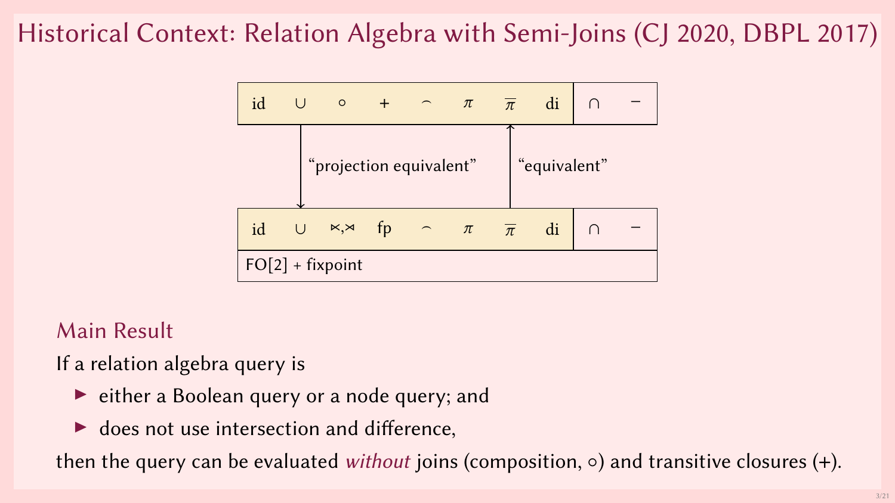# Historical Context: Relation Algebra with Semi-Joins (CJ 2020, DBPL 2017)

| id | $\cup$ | $\circ$ | $+$ | $\frown$ | $\pi$ | $\overline{\pi}$ | di | $\cap$ | $-$ |
|---|---|---|---|---|---|---|---|---|---|

↓ "projection equivalent" ↑ "equivalent"

| id | $\cup$ | $\ltimes,\rtimes$ | fp | $\frown$ | $\pi$ | $\overline{\pi}$ | di | $\cap$ | $-$ |
|---|---|---|---|---|---|---|---|---|---|
| FO[2] + fixpoint | | | | | | | | | |

## Main Result

If a relation algebra query is

- either a Boolean query or a node query; and
- does not use intersection and difference,

then the query can be evaluated *without* joins (composition, $\circ$) and transitive closures ($+$).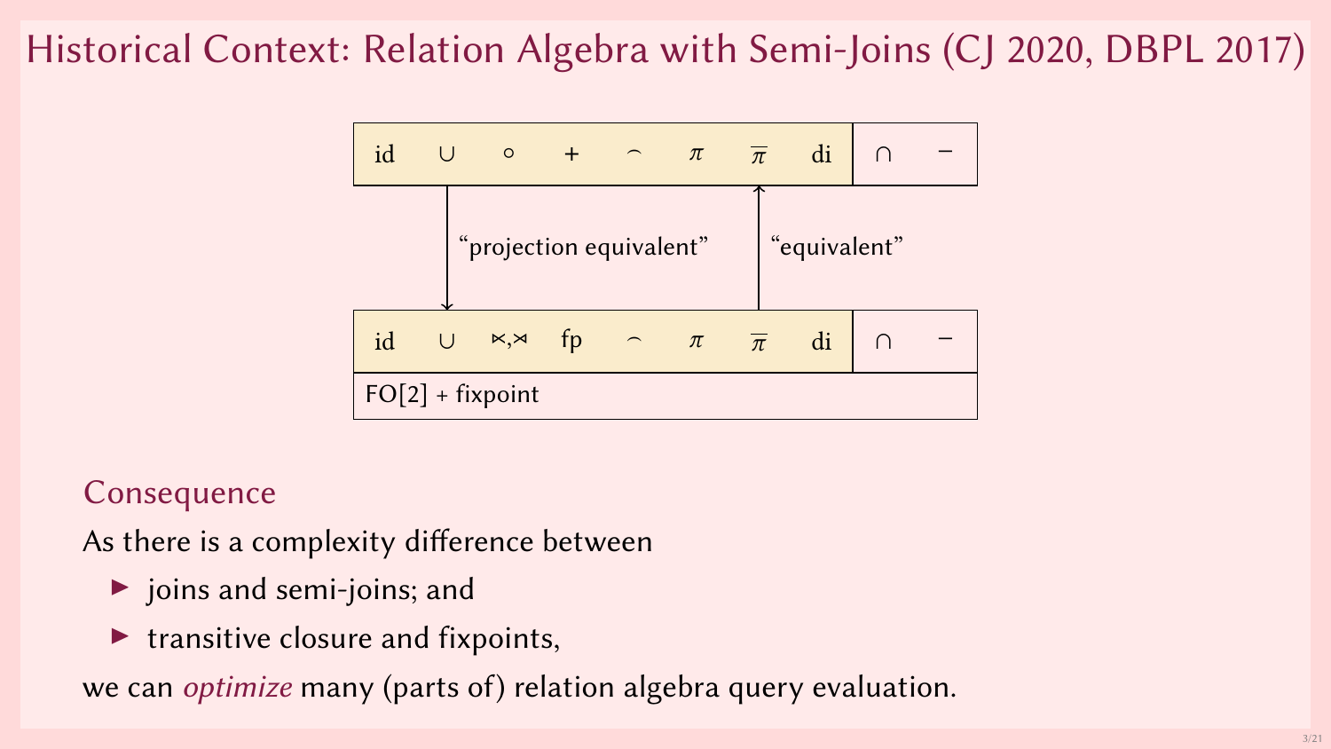# Historical Context: Relation Algebra with Semi-Joins (CJ 2020, DBPL 2017)

| id | $\cup$ | $\circ$ | $+$ | $\frown$ | $\pi$ | $\overline{\pi}$ | di | $\cap$ | $-$ |
|---|---|---|---|---|---|---|---|---|---|

"projection equivalent" ($\downarrow$) "equivalent" ($\uparrow$)

| id | $\cup$ | $\ltimes$,$\rtimes$ | fp | $\frown$ | $\pi$ | $\overline{\pi}$ | di | $\cap$ | $-$ |
|---|---|---|---|---|---|---|---|---|---|
| FO[2] + fixpoint | | | | | | | | | |

## Consequence

As there is a complexity difference between

- joins and semi-joins; and
- transitive closure and fixpoints,

we can *optimize* many (parts of) relation algebra query evaluation.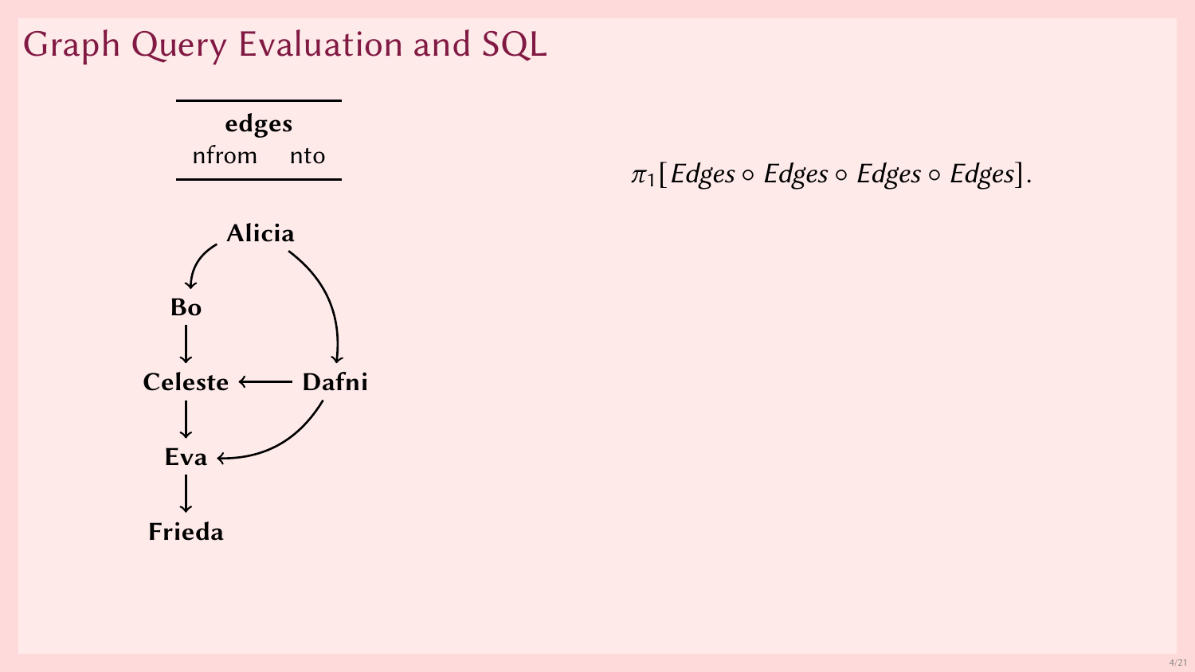# Graph Query Evaluation and SQL

| edges | |
|---|---|
| nfrom | nto |

Alicia → Bo
Alicia → Dafni
Bo → Celeste
Dafni → Celeste
Dafni → Eva
Celeste → Eva
Eva → Frieda

$$\pi_1[Edges \circ Edges \circ Edges \circ Edges].$$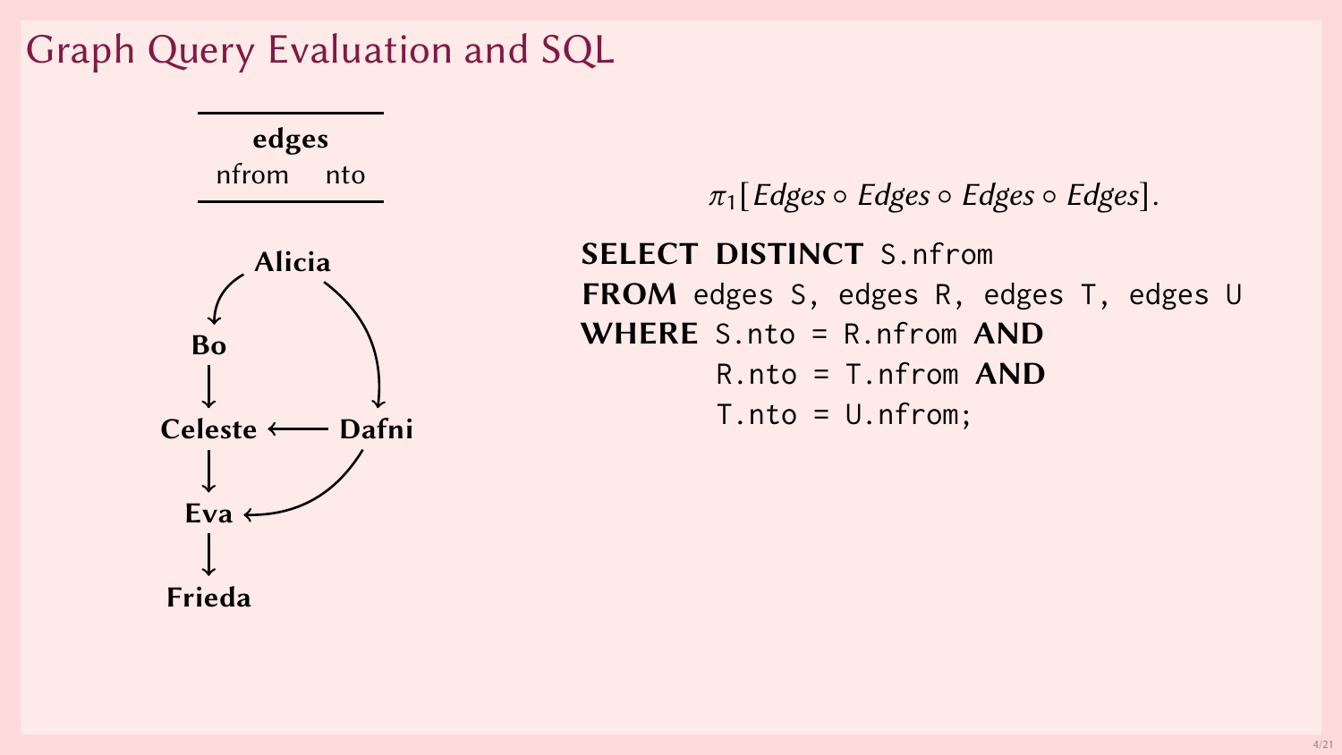# Graph Query Evaluation and SQL

| edges | |
|---|---|
| nfrom | nto |

Alicia, Bo, Celeste, Dafni, Eva, Frieda

$$\pi_1[\mathit{Edges} \circ \mathit{Edges} \circ \mathit{Edges} \circ \mathit{Edges}].$$

```
SELECT DISTINCT S.nfrom
FROM edges S, edges R, edges T, edges U
WHERE S.nto = R.nfrom AND
      R.nto = T.nfrom AND
      T.nto = U.nfrom;
```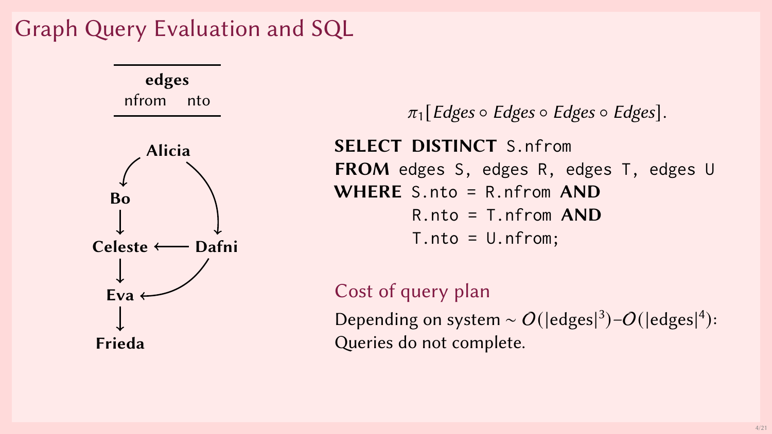# Graph Query Evaluation and SQL

| edges | |
|---|---|
| nfrom | nto |

Alicia → Bo
Alicia → Dafni
Bo → Celeste
Dafni → Celeste
Celeste → Eva
Dafni → Eva
Eva → Frieda

$$\pi_1[\mathit{Edges} \circ \mathit{Edges} \circ \mathit{Edges} \circ \mathit{Edges}].$$

```
SELECT DISTINCT S.nfrom
FROM edges S, edges R, edges T, edges U
WHERE S.nto = R.nfrom AND
      R.nto = T.nfrom AND
      T.nto = U.nfrom;
```

## Cost of query plan

Depending on system $\sim \mathcal{O}(|\text{edges}|^3)$–$\mathcal{O}(|\text{edges}|^4)$:
Queries do not complete.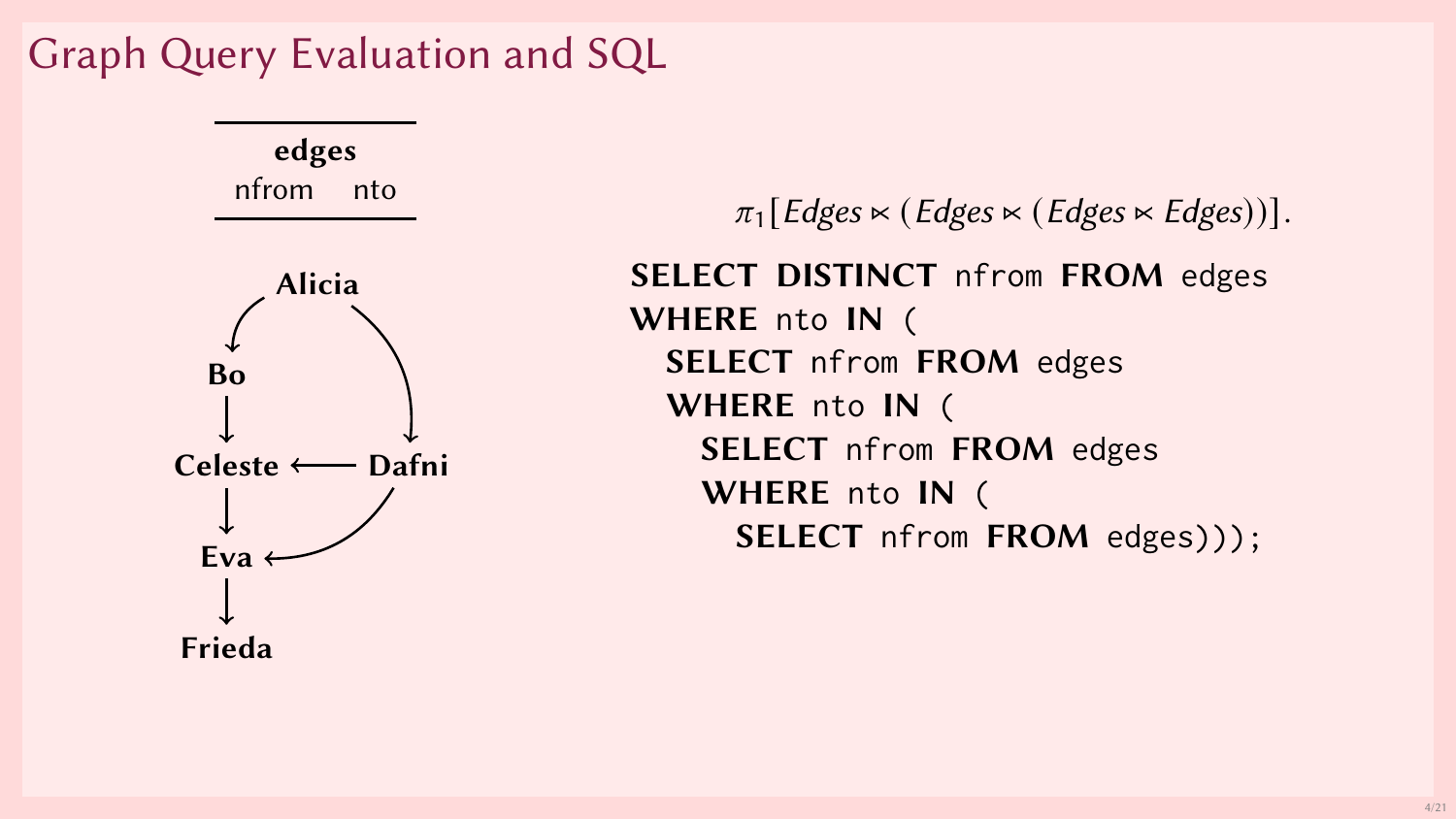# Graph Query Evaluation and SQL

| edges | |
|---|---|
| nfrom | nto |

Alicia → Bo, Alicia → Dafni, Bo → Celeste, Dafni → Celeste, Dafni → Eva, Celeste → Eva, Eva → Frieda

$$\pi_1[Edges \ltimes (Edges \ltimes (Edges \ltimes Edges))].$$

```
SELECT DISTINCT nfrom FROM edges
WHERE nto IN (
  SELECT nfrom FROM edges
  WHERE nto IN (
    SELECT nfrom FROM edges
    WHERE nto IN (
      SELECT nfrom FROM edges)));
```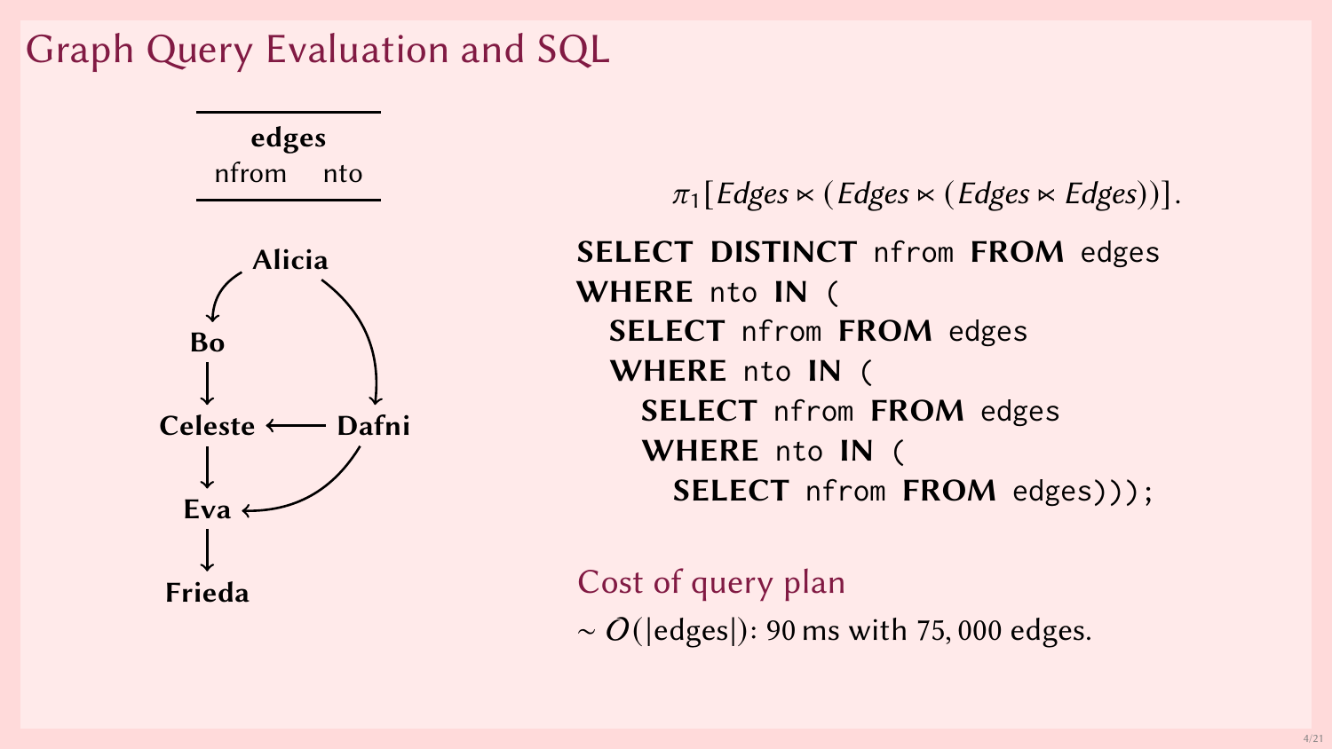# Graph Query Evaluation and SQL

| edges | |
|---|---|
| nfrom | nto |

Alicia → Bo, Alicia → Dafni, Bo → Celeste, Dafni → Celeste, Celeste → Eva, Dafni → Eva, Eva → Frieda

$$\pi_1[Edges \ltimes (Edges \ltimes (Edges \ltimes Edges))].$$

```sql
SELECT DISTINCT nfrom FROM edges
WHERE nto IN (
  SELECT nfrom FROM edges
  WHERE nto IN (
    SELECT nfrom FROM edges
    WHERE nto IN (
      SELECT nfrom FROM edges)));
```

## Cost of query plan

$\sim \mathcal{O}(|\text{edges}|)$: 90 ms with 75,000 edges.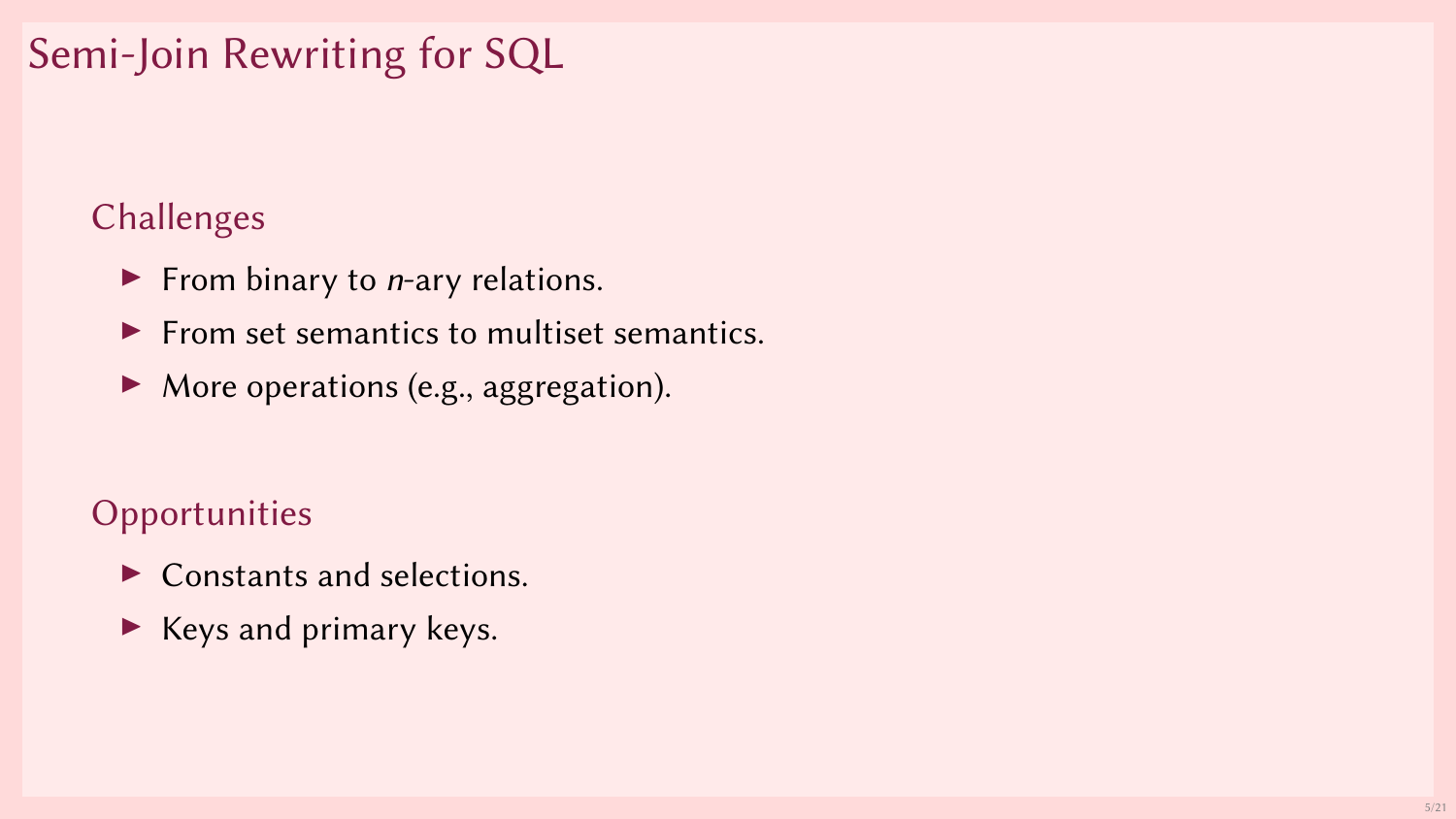# Semi-Join Rewriting for SQL

## Challenges

- From binary to $n$-ary relations.
- From set semantics to multiset semantics.
- More operations (e.g., aggregation).

## Opportunities

- Constants and selections.
- Keys and primary keys.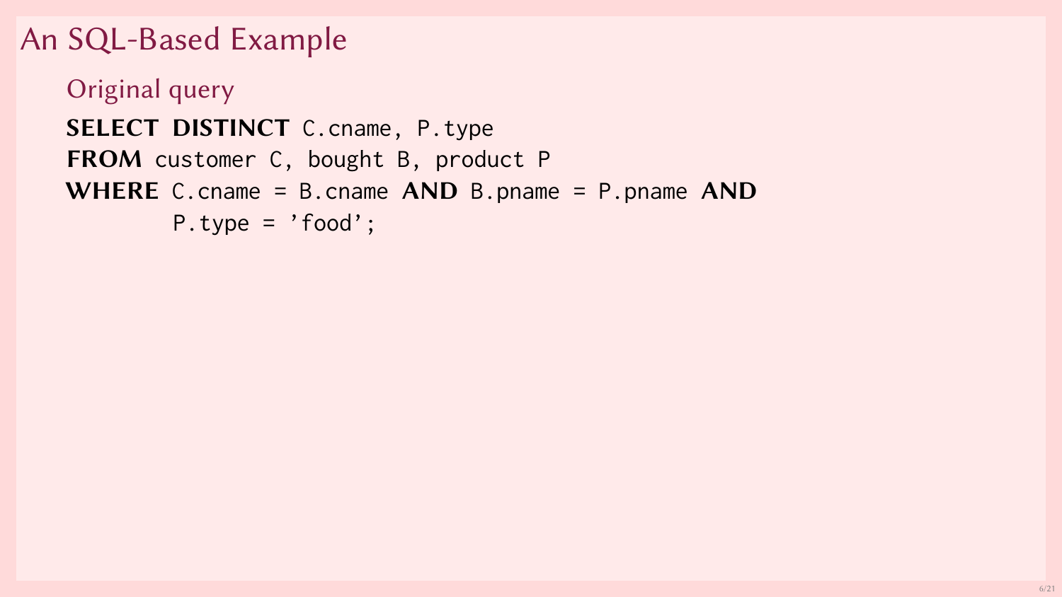# An SQL-Based Example

## Original query

```
SELECT DISTINCT C.cname, P.type
FROM customer C, bought B, product P
WHERE C.cname = B.cname AND B.pname = P.pname AND
      P.type = 'food';
```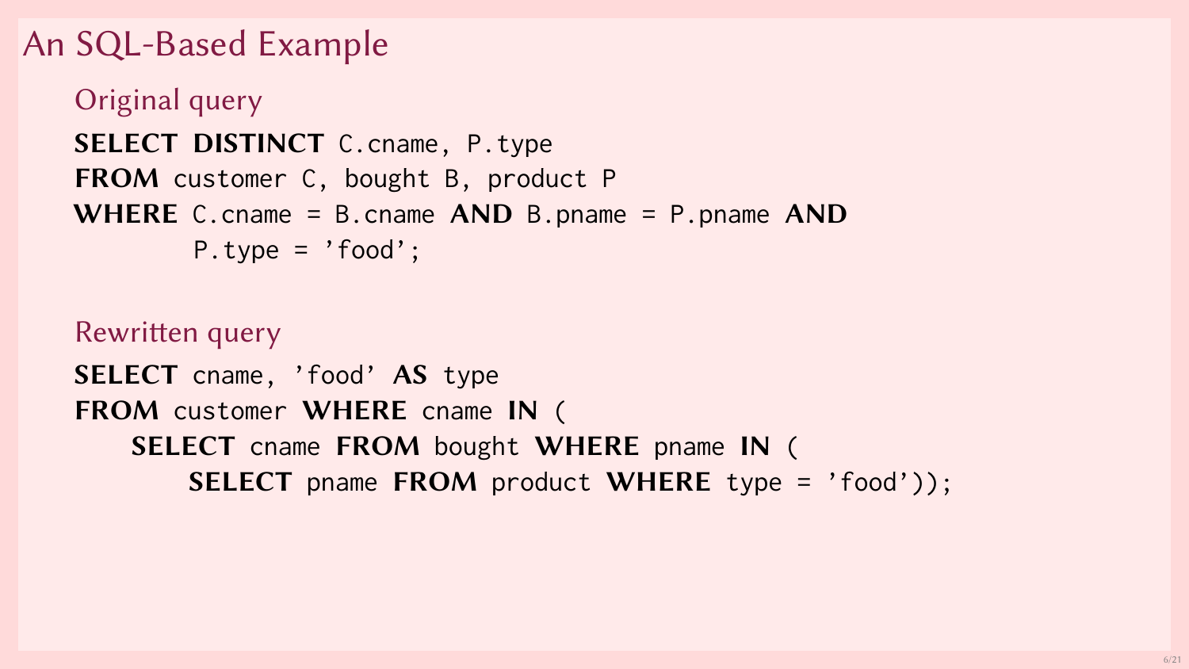# An SQL-Based Example

## Original query

```
SELECT DISTINCT C.cname, P.type
FROM customer C, bought B, product P
WHERE C.cname = B.cname AND B.pname = P.pname AND
      P.type = 'food';
```

## Rewritten query

```
SELECT cname, 'food' AS type
FROM customer WHERE cname IN (
    SELECT cname FROM bought WHERE pname IN (
        SELECT pname FROM product WHERE type = 'food'));
```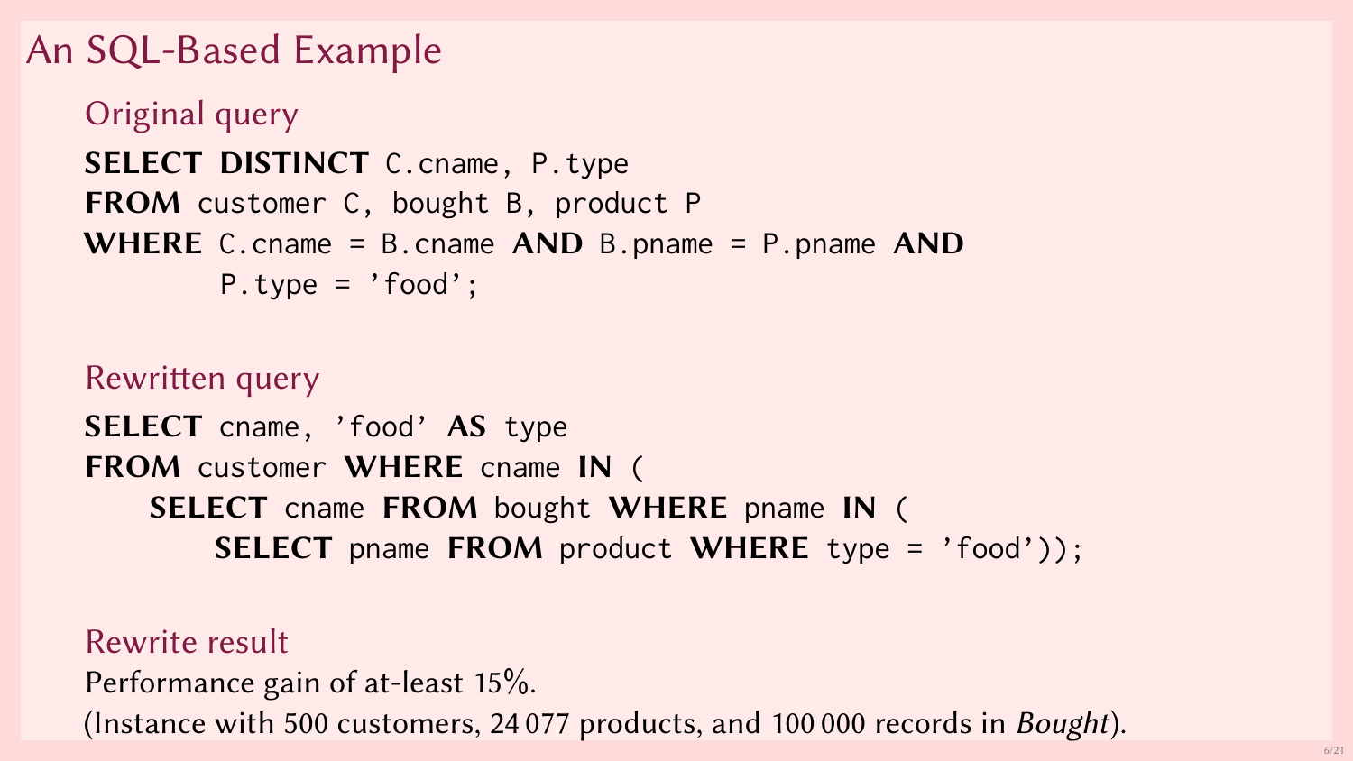# An SQL-Based Example

## Original query

```
SELECT DISTINCT C.cname, P.type
FROM customer C, bought B, product P
WHERE C.cname = B.cname AND B.pname = P.pname AND
      P.type = 'food';
```

## Rewritten query

```
SELECT cname, 'food' AS type
FROM customer WHERE cname IN (
    SELECT cname FROM bought WHERE pname IN (
        SELECT pname FROM product WHERE type = 'food'));
```

## Rewrite result

Performance gain of at-least 15%.
(Instance with 500 customers, 24 077 products, and 100 000 records in *Bought*).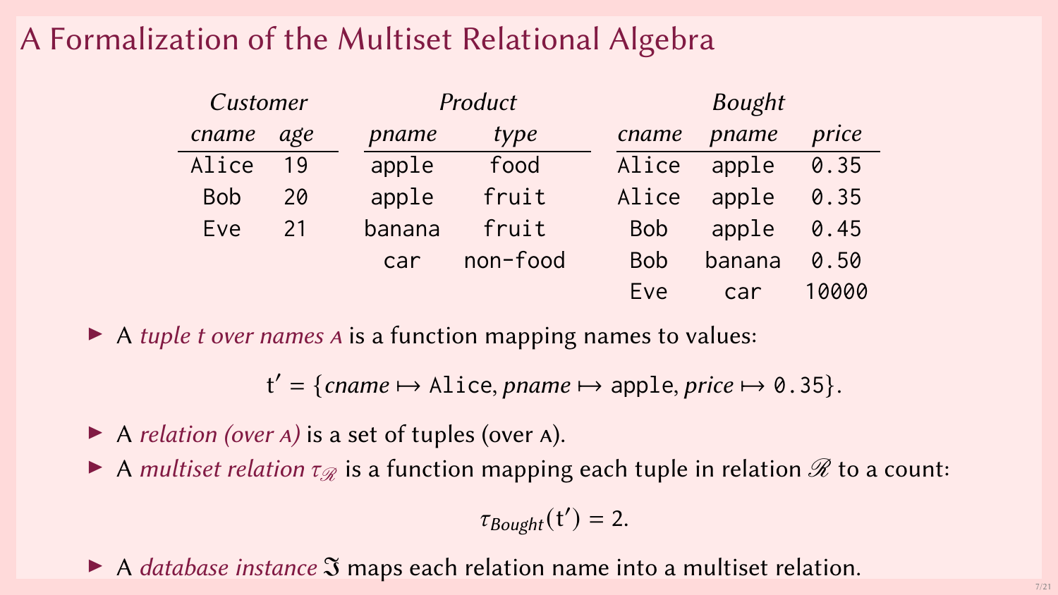# A Formalization of the Multiset Relational Algebra

*Customer*

| *cname* | *age* |
|---|---|
| Alice | 19 |
| Bob | 20 |
| Eve | 21 |

*Product*

| *pname* | *type* |
|---|---|
| apple | food |
| apple | fruit |
| banana | fruit |
| car | non-food |

*Bought*

| *cname* | *pname* | *price* |
|---|---|---|
| Alice | apple | 0.35 |
| Alice | apple | 0.35 |
| Bob | apple | 0.45 |
| Bob | banana | 0.50 |
| Eve | car | 10000 |

- A *tuple t over names A* is a function mapping names to values:

$$\mathrm{t}' = \{\mathit{cname} \mapsto \texttt{Alice}, \mathit{pname} \mapsto \texttt{apple}, \mathit{price} \mapsto \texttt{0.35}\}.$$

- A *relation (over A)* is a set of tuples (over A).
- A *multiset relation* $\tau_{\mathscr{R}}$ is a function mapping each tuple in relation $\mathscr{R}$ to a count:

$$\tau_{Bought}(\mathrm{t}') = 2.$$

- A *database instance* $\mathfrak{I}$ maps each relation name into a multiset relation.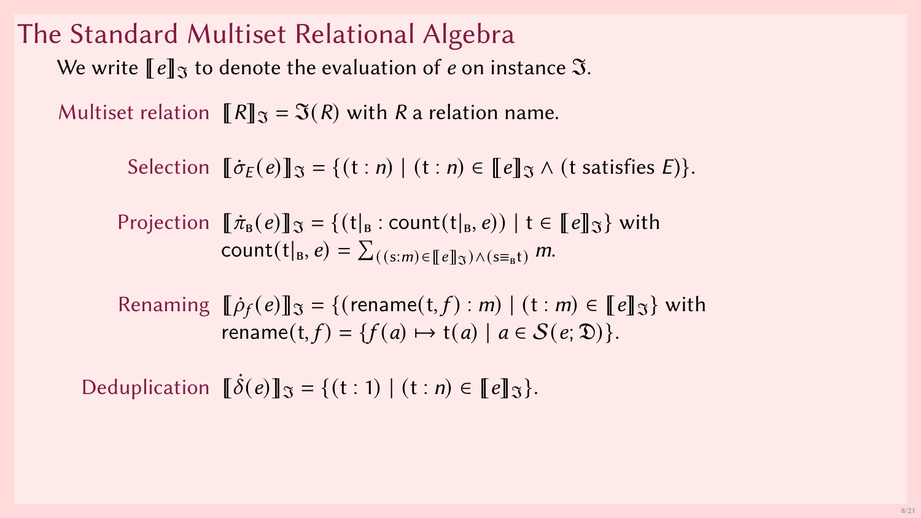# The Standard Multiset Relational Algebra

We write $[\![e]\!]_{\mathfrak{I}}$ to denote the evaluation of $e$ on instance $\mathfrak{I}$.

**Multiset relation** $[\![R]\!]_{\mathfrak{I}} = \mathfrak{I}(R)$ with $R$ a relation name.

**Selection** $[\![\dot{\sigma}_E(e)]\!]_{\mathfrak{I}} = \{(\mathsf{t} : n) \mid (\mathsf{t} : n) \in [\![e]\!]_{\mathfrak{I}} \land (\mathsf{t} \text{ satisfies } E)\}$.

**Projection** $[\![\dot{\pi}_{\mathsf{B}}(e)]\!]_{\mathfrak{I}} = \{(\mathsf{t}|_{\mathsf{B}} : \mathsf{count}(\mathsf{t}|_{\mathsf{B}}, e)) \mid \mathsf{t} \in [\![e]\!]_{\mathfrak{I}}\}$ with $\mathsf{count}(\mathsf{t}|_{\mathsf{B}}, e) = \sum_{((\mathsf{s}:m) \in [\![e]\!]_{\mathfrak{I}}) \land (\mathsf{s} \equiv_{\mathsf{B}} \mathsf{t})} m$.

**Renaming** $[\![\dot{\rho}_f(e)]\!]_{\mathfrak{I}} = \{(\mathsf{rename}(\mathsf{t}, f) : m) \mid (\mathsf{t} : m) \in [\![e]\!]_{\mathfrak{I}}\}$ with $\mathsf{rename}(\mathsf{t}, f) = \{f(a) \mapsto \mathsf{t}(a) \mid a \in \mathcal{S}(e; \mathfrak{D})\}$.

**Deduplication** $[\![\dot{\delta}(e)]\!]_{\mathfrak{I}} = \{(\mathsf{t} : 1) \mid (\mathsf{t} : n) \in [\![e]\!]_{\mathfrak{I}}\}$.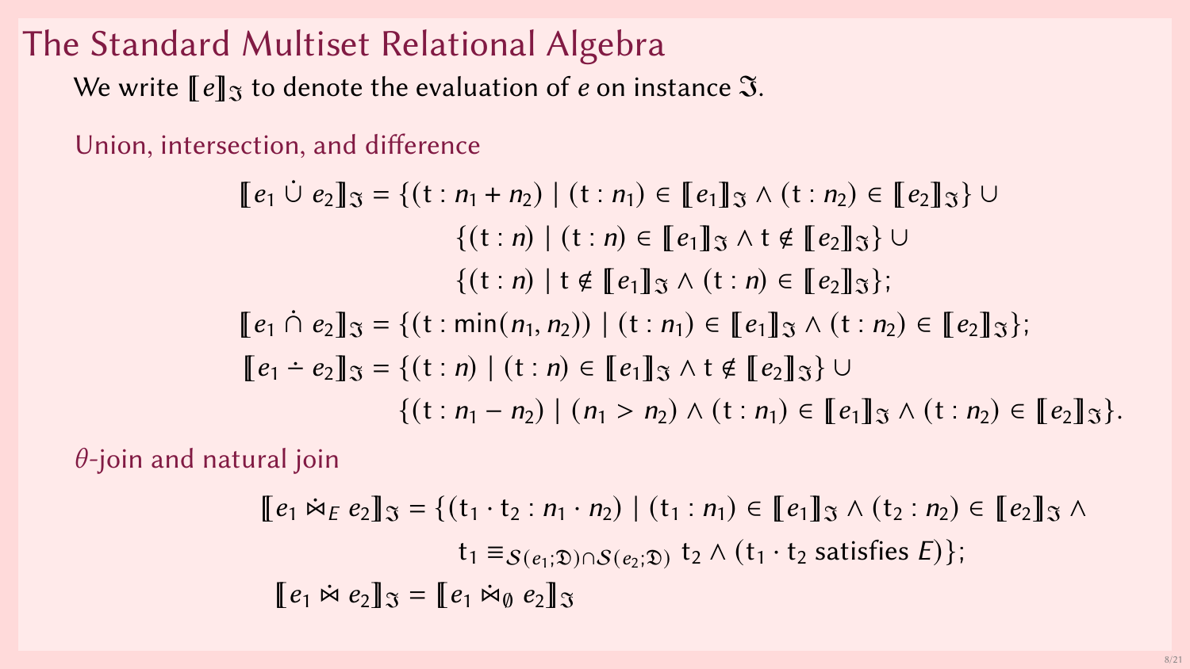# The Standard Multiset Relational Algebra

We write $[\![e]\!]_{\mathfrak{I}}$ to denote the evaluation of $e$ on instance $\mathfrak{I}$.

## Union, intersection, and difference

$$
\begin{aligned}
[\![e_1 \mathbin{\dot{\cup}} e_2]\!]_{\mathfrak{I}} = {} & \{(\mathrm{t} : n_1 + n_2) \mid (\mathrm{t} : n_1) \in [\![e_1]\!]_{\mathfrak{I}} \wedge (\mathrm{t} : n_2) \in [\![e_2]\!]_{\mathfrak{I}}\} \cup \\
& \{(\mathrm{t} : n) \mid (\mathrm{t} : n) \in [\![e_1]\!]_{\mathfrak{I}} \wedge \mathrm{t} \notin [\![e_2]\!]_{\mathfrak{I}}\} \cup \\
& \{(\mathrm{t} : n) \mid \mathrm{t} \notin [\![e_1]\!]_{\mathfrak{I}} \wedge (\mathrm{t} : n) \in [\![e_2]\!]_{\mathfrak{I}}\}; \\
[\![e_1 \mathbin{\dot{\cap}} e_2]\!]_{\mathfrak{I}} = {} & \{(\mathrm{t} : \min(n_1, n_2)) \mid (\mathrm{t} : n_1) \in [\![e_1]\!]_{\mathfrak{I}} \wedge (\mathrm{t} : n_2) \in [\![e_2]\!]_{\mathfrak{I}}\}; \\
[\![e_1 \mathbin{\dot{-}} e_2]\!]_{\mathfrak{I}} = {} & \{(\mathrm{t} : n) \mid (\mathrm{t} : n) \in [\![e_1]\!]_{\mathfrak{I}} \wedge \mathrm{t} \notin [\![e_2]\!]_{\mathfrak{I}}\} \cup \\
& \{(\mathrm{t} : n_1 - n_2) \mid (n_1 > n_2) \wedge (\mathrm{t} : n_1) \in [\![e_1]\!]_{\mathfrak{I}} \wedge (\mathrm{t} : n_2) \in [\![e_2]\!]_{\mathfrak{I}}\}.
\end{aligned}
$$

## $\theta$-join and natural join

$$
\begin{aligned}
[\![e_1 \mathbin{\dot{\bowtie}}_E e_2]\!]_{\mathfrak{I}} = {} & \{(\mathrm{t}_1 \cdot \mathrm{t}_2 : n_1 \cdot n_2) \mid (\mathrm{t}_1 : n_1) \in [\![e_1]\!]_{\mathfrak{I}} \wedge (\mathrm{t}_2 : n_2) \in [\![e_2]\!]_{\mathfrak{I}} \wedge \\
& \mathrm{t}_1 \equiv_{\mathcal{S}(e_1;\mathfrak{D}) \cap \mathcal{S}(e_2;\mathfrak{D})} \mathrm{t}_2 \wedge (\mathrm{t}_1 \cdot \mathrm{t}_2 \text{ satisfies } E)\}; \\
[\![e_1 \mathbin{\dot{\bowtie}} e_2]\!]_{\mathfrak{I}} = {} & [\![e_1 \mathbin{\dot{\bowtie}}_{\emptyset} e_2]\!]_{\mathfrak{I}}
\end{aligned}
$$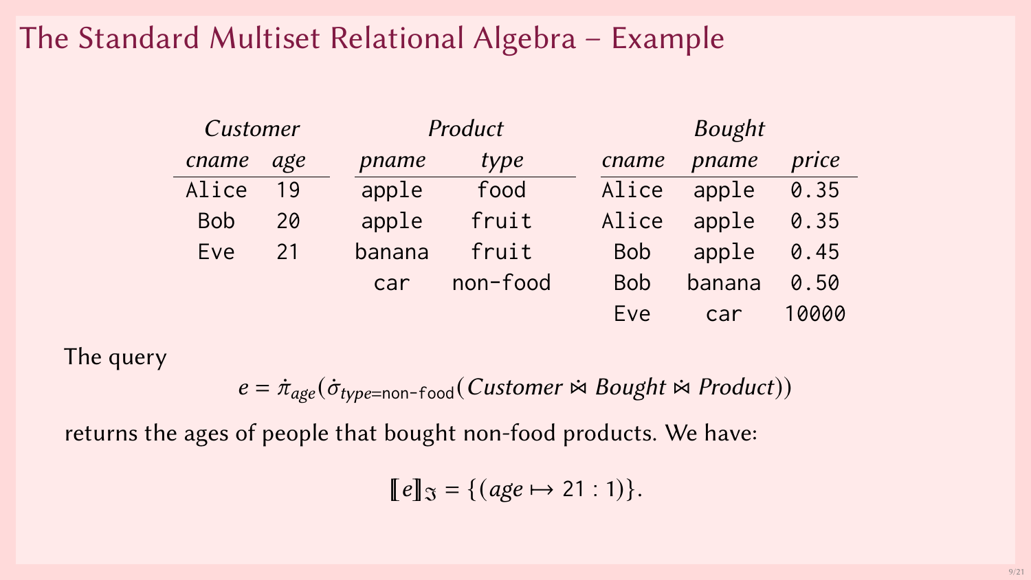# The Standard Multiset Relational Algebra – Example

*Customer*

| *cname* | *age* |
|---|---|
| Alice | 19 |
| Bob | 20 |
| Eve | 21 |

*Product*

| *pname* | *type* |
|---|---|
| apple | food |
| apple | fruit |
| banana | fruit |
| car | non-food |

*Bought*

| *cname* | *pname* | *price* |
|---|---|---|
| Alice | apple | 0.35 |
| Alice | apple | 0.35 |
| Bob | apple | 0.45 |
| Bob | banana | 0.50 |
| Eve | car | 10000 |

The query

$$e = \dot{\pi}_{age}(\dot{\sigma}_{type=\texttt{non-food}}(Customer \mathbin{\dot{\bowtie}} Bought \mathbin{\dot{\bowtie}} Product))$$

returns the ages of people that bought non-food products. We have:

$$[\![e]\!]_{\mathfrak{I}} = \{(age \mapsto \texttt{21} : 1)\}.$$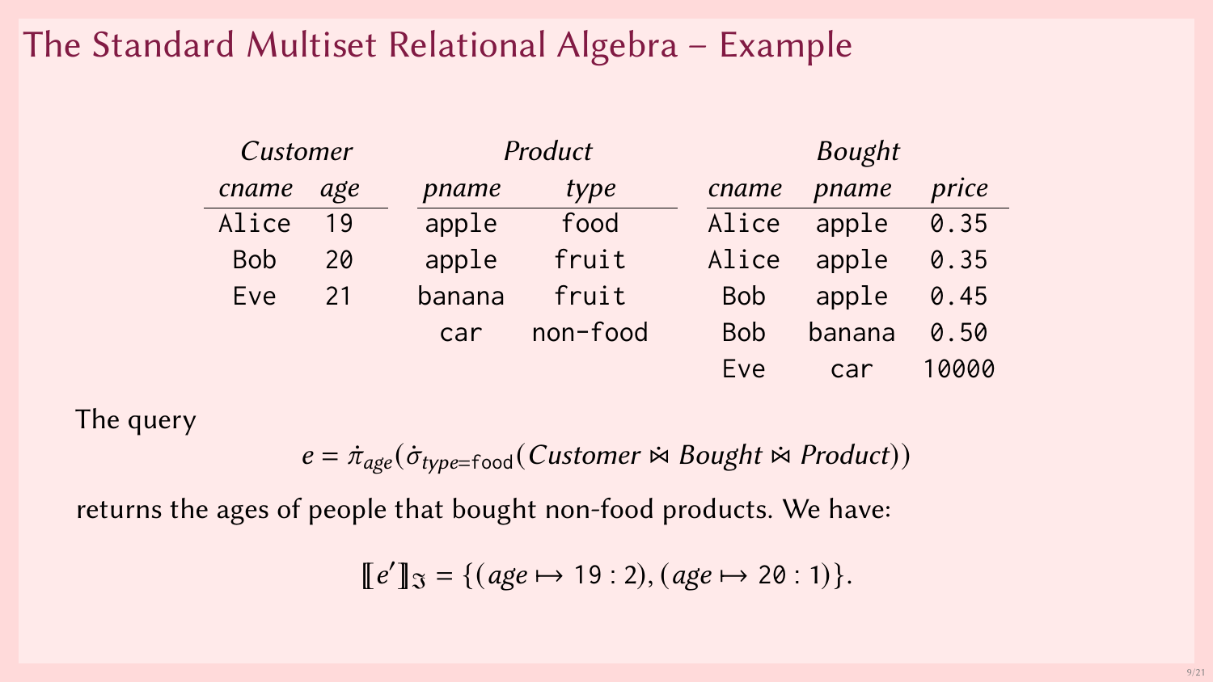# The Standard Multiset Relational Algebra – Example

*Customer*

| *cname* | *age* |
|---|---|
| Alice | 19 |
| Bob | 20 |
| Eve | 21 |

*Product*

| *pname* | *type* |
|---|---|
| apple | food |
| apple | fruit |
| banana | fruit |
| car | non-food |

*Bought*

| *cname* | *pname* | *price* |
|---|---|---|
| Alice | apple | 0.35 |
| Alice | apple | 0.35 |
| Bob | apple | 0.45 |
| Bob | banana | 0.50 |
| Eve | car | 10000 |

The query

$$e = \dot{\pi}_{age}(\dot{\sigma}_{type=\mathtt{food}}(Customer \dot{\bowtie} Bought \dot{\bowtie} Product))$$

returns the ages of people that bought non-food products. We have:

$$[\![e']\!]_{\mathfrak{I}} = \{(age \mapsto \mathtt{19} : 2), (age \mapsto \mathtt{20} : 1)\}.$$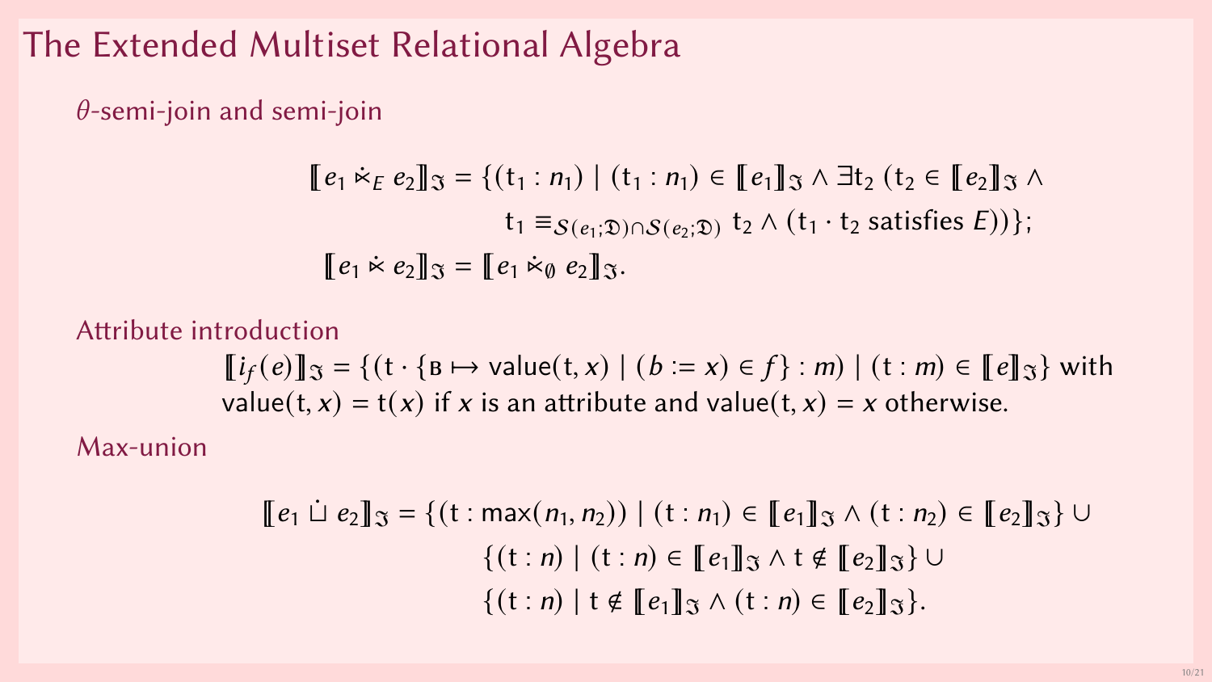# The Extended Multiset Relational Algebra

## $\theta$-semi-join and semi-join

$$
\begin{aligned}
[\![ e_1 \dot{\ltimes}_E e_2 ]\!]_{\mathfrak{I}} = \{(\mathsf{t}_1 : n_1) \mid (\mathsf{t}_1 : n_1) \in [\![ e_1 ]\!]_{\mathfrak{I}} \land \exists \mathsf{t}_2\, (\mathsf{t}_2 \in [\![ e_2 ]\!]_{\mathfrak{I}} \land \\
\mathsf{t}_1 \equiv_{\mathcal{S}(e_1;\mathfrak{D}) \cap \mathcal{S}(e_2;\mathfrak{D})} \mathsf{t}_2 \land (\mathsf{t}_1 \cdot \mathsf{t}_2 \text{ satisfies } E))\};
\end{aligned}
$$

$$
[\![ e_1 \dot{\ltimes} e_2 ]\!]_{\mathfrak{I}} = [\![ e_1 \dot{\ltimes}_{\emptyset} e_2 ]\!]_{\mathfrak{I}}.
$$

## Attribute introduction

$[\![ i_f(e) ]\!]_{\mathfrak{I}} = \{(\mathsf{t} \cdot \{\textsc{b} \mapsto \mathsf{value}(\mathsf{t}, x) \mid (b := x) \in f\} : m) \mid (\mathsf{t} : m) \in [\![ e ]\!]_{\mathfrak{I}}\}$ with $\mathsf{value}(\mathsf{t}, x) = \mathsf{t}(x)$ if $x$ is an attribute and $\mathsf{value}(\mathsf{t}, x) = x$ otherwise.

## Max-union

$$
\begin{aligned}
[\![ e_1 \dot{\sqcup} e_2 ]\!]_{\mathfrak{I}} = \{(\mathsf{t} : \max(n_1, n_2)) \mid (\mathsf{t} : n_1) \in [\![ e_1 ]\!]_{\mathfrak{I}} \land (\mathsf{t} : n_2) \in [\![ e_2 ]\!]_{\mathfrak{I}}\} \cup \\
\{(\mathsf{t} : n) \mid (\mathsf{t} : n) \in [\![ e_1 ]\!]_{\mathfrak{I}} \land \mathsf{t} \notin [\![ e_2 ]\!]_{\mathfrak{I}}\} \cup \\
\{(\mathsf{t} : n) \mid \mathsf{t} \notin [\![ e_1 ]\!]_{\mathfrak{I}} \land (\mathsf{t} : n) \in [\![ e_2 ]\!]_{\mathfrak{I}}\}.
\end{aligned}
$$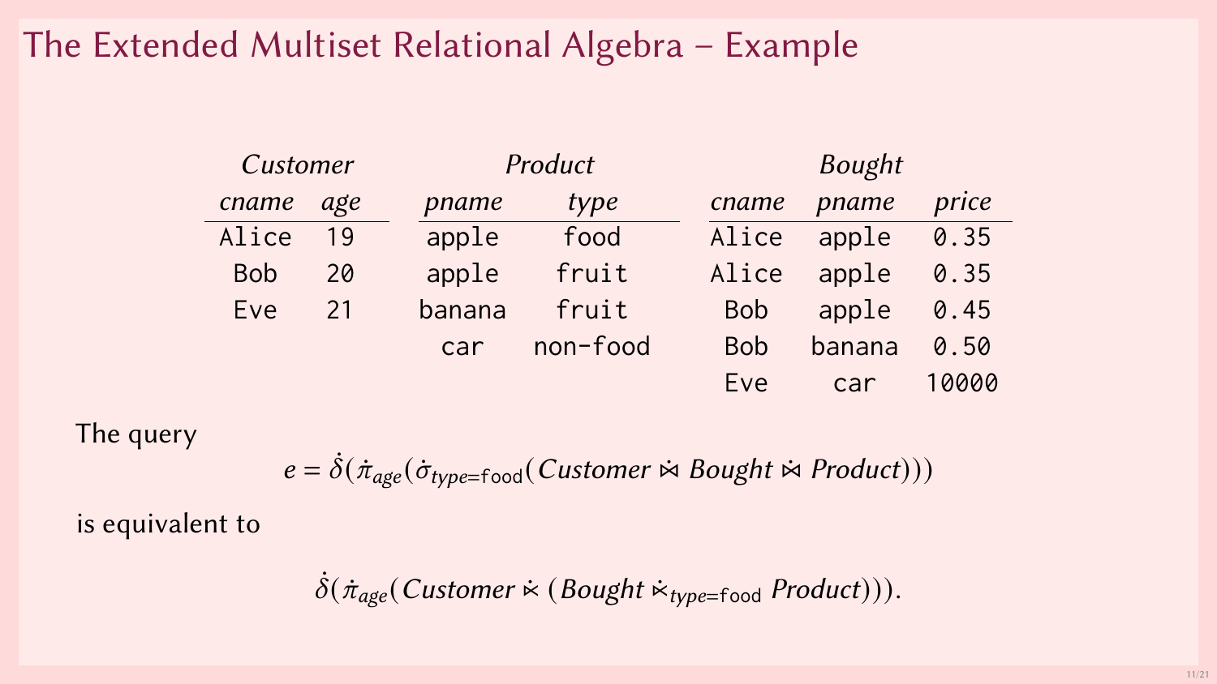# The Extended Multiset Relational Algebra – Example

*Customer*

| *cname* | *age* |
|---|---|
| Alice | 19 |
| Bob | 20 |
| Eve | 21 |

*Product*

| *pname* | *type* |
|---|---|
| apple | food |
| apple | fruit |
| banana | fruit |
| car | non-food |

*Bought*

| *cname* | *pname* | *price* |
|---|---|---|
| Alice | apple | 0.35 |
| Alice | apple | 0.35 |
| Bob | apple | 0.45 |
| Bob | banana | 0.50 |
| Eve | car | 10000 |

The query

$$e = \dot{\delta}(\dot{\pi}_{age}(\dot{\sigma}_{type=\mathsf{food}}(Customer \mathbin{\dot{\bowtie}} Bought \mathbin{\dot{\bowtie}} Product)))$$

is equivalent to

$$\dot{\delta}(\dot{\pi}_{age}(Customer \mathbin{\dot{\ltimes}} (Bought \mathbin{\dot{\ltimes}_{type=\mathsf{food}}} Product))).$$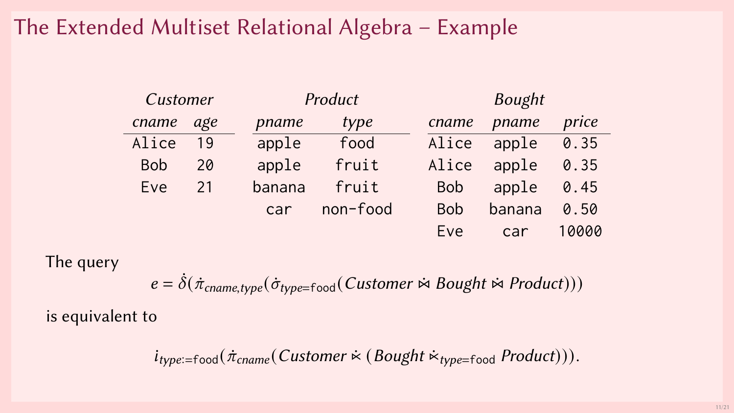# The Extended Multiset Relational Algebra – Example

*Customer*

| *cname* | *age* |
|---|---|
| Alice | 19 |
| Bob | 20 |
| Eve | 21 |

*Product*

| *pname* | *type* |
|---|---|
| apple | food |
| apple | fruit |
| banana | fruit |
| car | non-food |

*Bought*

| *cname* | *pname* | *price* |
|---|---|---|
| Alice | apple | 0.35 |
| Alice | apple | 0.35 |
| Bob | apple | 0.45 |
| Bob | banana | 0.50 |
| Eve | car | 10000 |

The query

$$e = \dot{\delta}(\dot{\pi}_{cname,type}(\dot{\sigma}_{type=\texttt{food}}(Customer \mathbin{\dot{\bowtie}} Bought \mathbin{\dot{\bowtie}} Product)))$$

is equivalent to

$$\iota_{type:=\texttt{food}}(\dot{\pi}_{cname}(Customer \mathbin{\dot{\ltimes}} (Bought \mathbin{\dot{\ltimes}}_{type=\texttt{food}} Product))).$$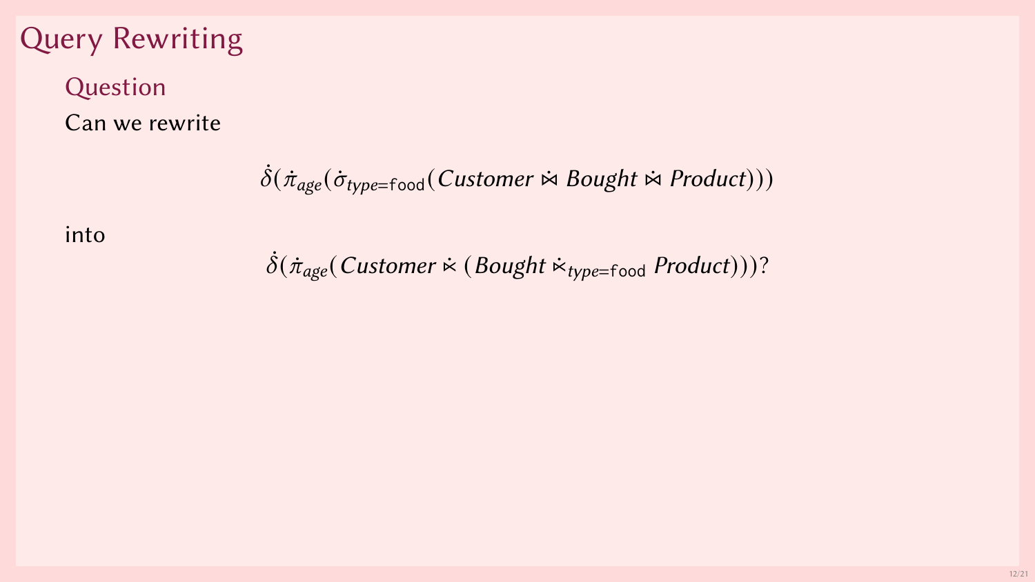# Query Rewriting

## Question

Can we rewrite

$$\dot{\delta}(\dot{\pi}_{age}(\dot{\sigma}_{type=\mathtt{food}}(Customer \mathbin{\dot{\bowtie}} Bought \mathbin{\dot{\bowtie}} Product)))$$

into

$$\dot{\delta}(\dot{\pi}_{age}(Customer \mathbin{\dot{\ltimes}} (Bought \mathbin{\dot{\ltimes}}_{type=\mathtt{food}} Product)))?$$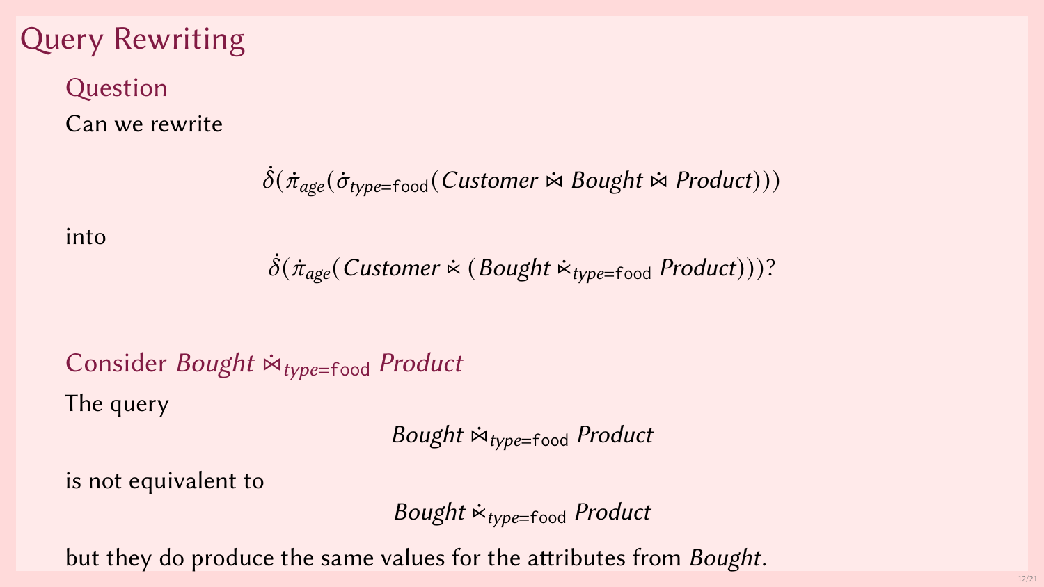# Query Rewriting

## Question

Can we rewrite

$$\dot{\delta}(\dot{\pi}_{age}(\dot{\sigma}_{type=\mathsf{food}}(Customer \mathbin{\dot{\bowtie}} Bought \mathbin{\dot{\bowtie}} Product)))$$

into

$$\dot{\delta}(\dot{\pi}_{age}(Customer \mathbin{\dot{\ltimes}} (Bought \mathbin{\dot{\ltimes}}_{type=\mathsf{food}} Product)))?$$

## Consider $Bought \mathbin{\dot{\bowtie}}_{type=\mathsf{food}} Product$

The query

$$Bought \mathbin{\dot{\bowtie}}_{type=\mathsf{food}} Product$$

is not equivalent to

$$Bought \mathbin{\dot{\ltimes}}_{type=\mathsf{food}} Product$$

but they do produce the same values for the attributes from *Bought*.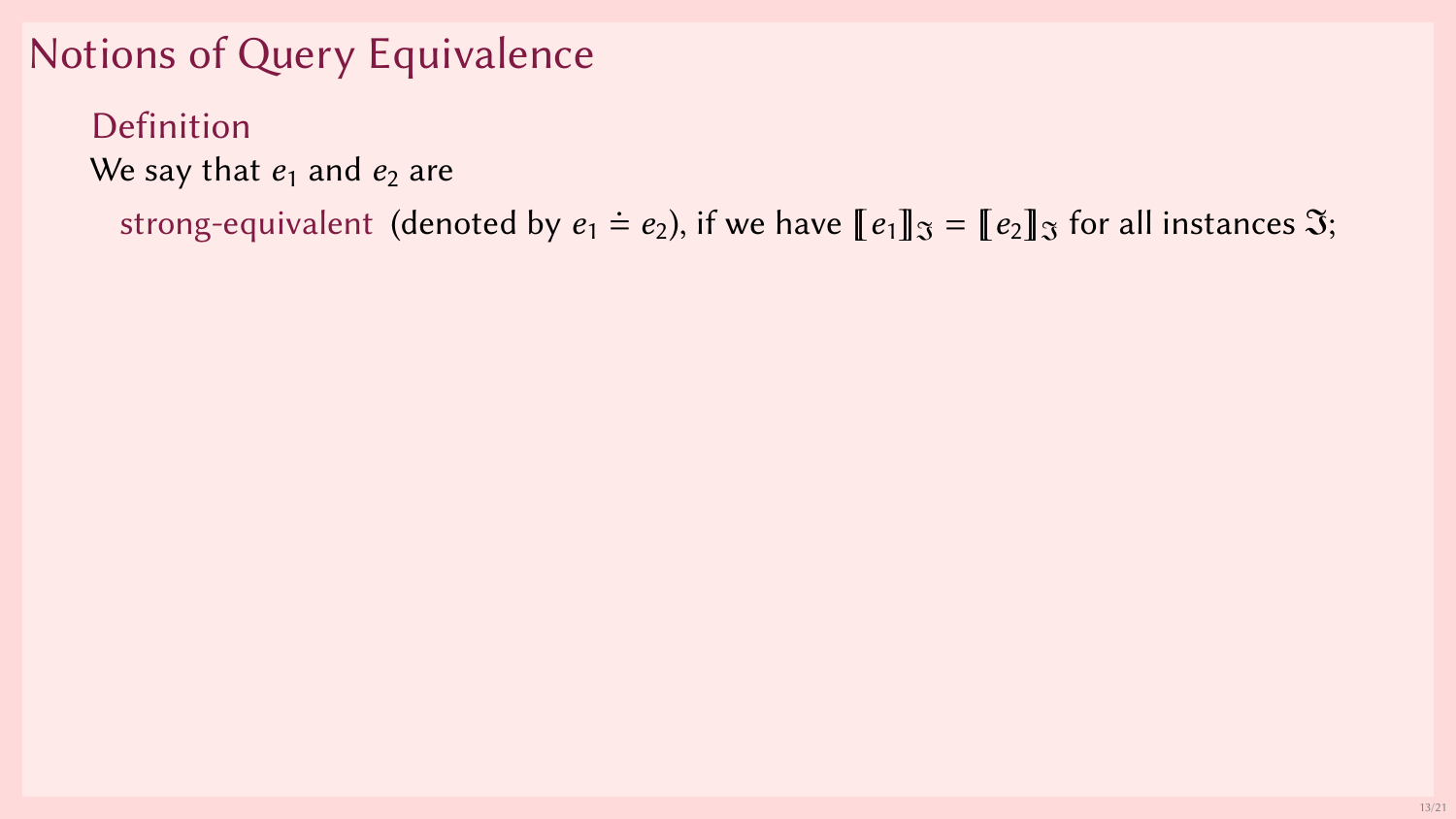# Notions of Query Equivalence

### Definition

We say that $e_1$ and $e_2$ are

strong-equivalent (denoted by $e_1 \doteq e_2$), if we have $[\![e_1]\!]_{\mathfrak{I}} = [\![e_2]\!]_{\mathfrak{I}}$ for all instances $\mathfrak{I}$;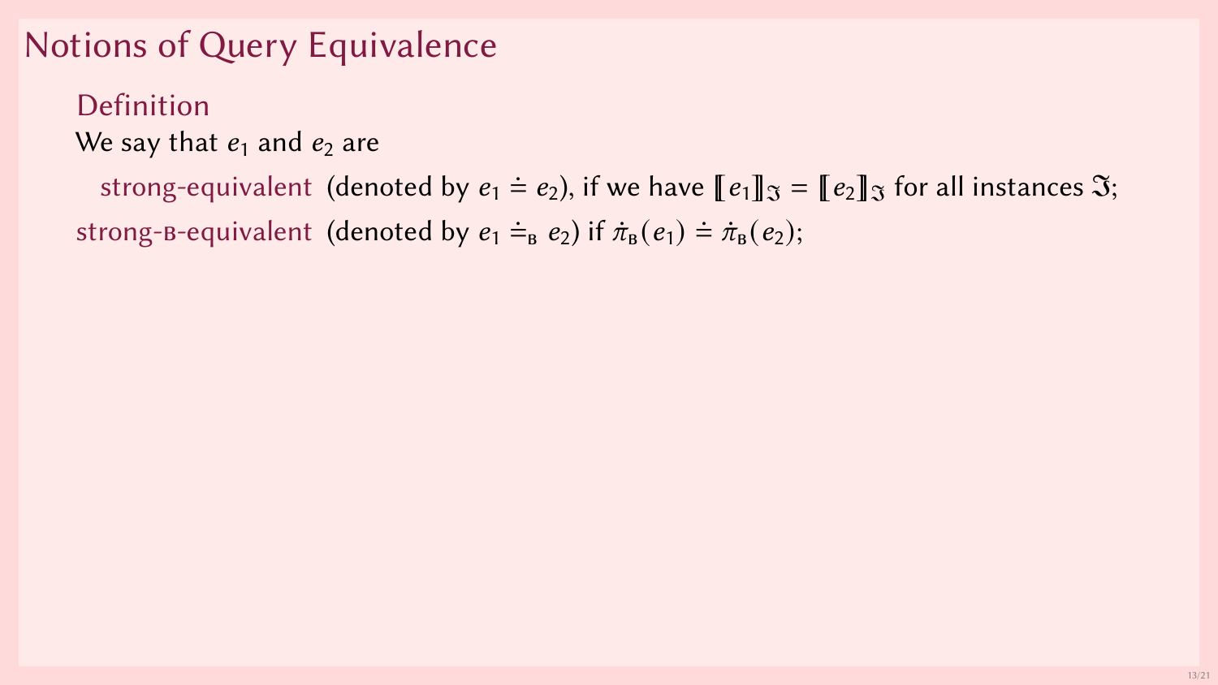# Notions of Query Equivalence

### Definition

We say that $e_1$ and $e_2$ are

strong-equivalent (denoted by $e_1 \doteq e_2$), if we have $[\![e_1]\!]_{\mathfrak{I}} = [\![e_2]\!]_{\mathfrak{I}}$ for all instances $\mathfrak{I}$;

strong-B-equivalent (denoted by $e_1 \doteq_{\mathrm{B}} e_2$) if $\dot{\pi}_{\mathrm{B}}(e_1) \doteq \dot{\pi}_{\mathrm{B}}(e_2)$;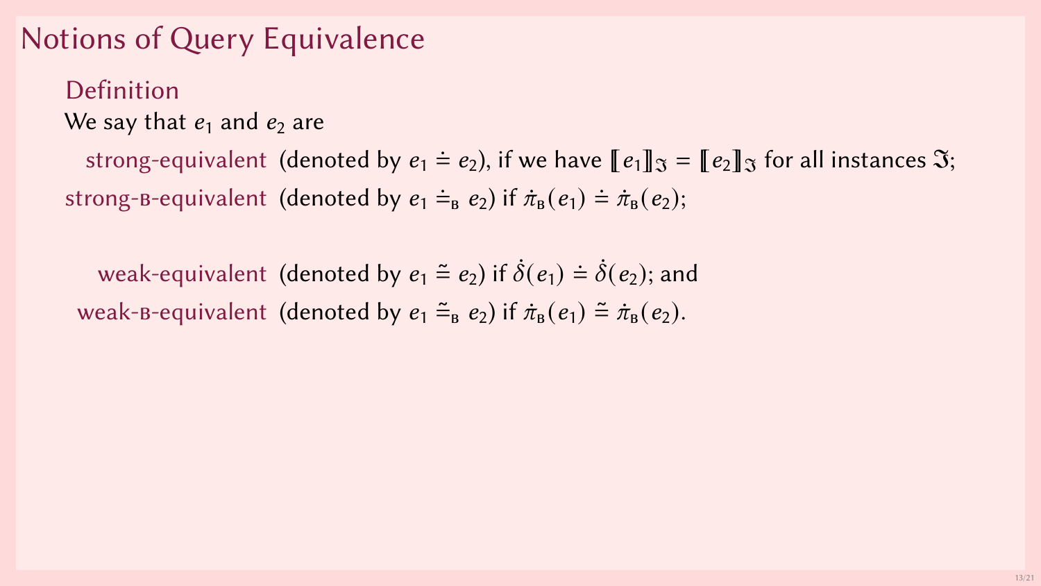# Notions of Query Equivalence

## Definition

We say that $e_1$ and $e_2$ are

- strong-equivalent (denoted by $e_1 \doteq e_2$), if we have $[\![e_1]\!]_{\mathfrak{I}} = [\![e_2]\!]_{\mathfrak{I}}$ for all instances $\mathfrak{I}$;
- strong-B-equivalent (denoted by $e_1 \doteq_{\text{B}} e_2$) if $\dot{\pi}_{\text{B}}(e_1) \doteq \dot{\pi}_{\text{B}}(e_2)$;
- weak-equivalent (denoted by $e_1 \tilde{\doteq} e_2$) if $\dot{\delta}(e_1) \doteq \dot{\delta}(e_2)$; and
- weak-B-equivalent (denoted by $e_1 \tilde{\doteq}_{\text{B}} e_2$) if $\dot{\pi}_{\text{B}}(e_1) \tilde{\doteq} \dot{\pi}_{\text{B}}(e_2)$.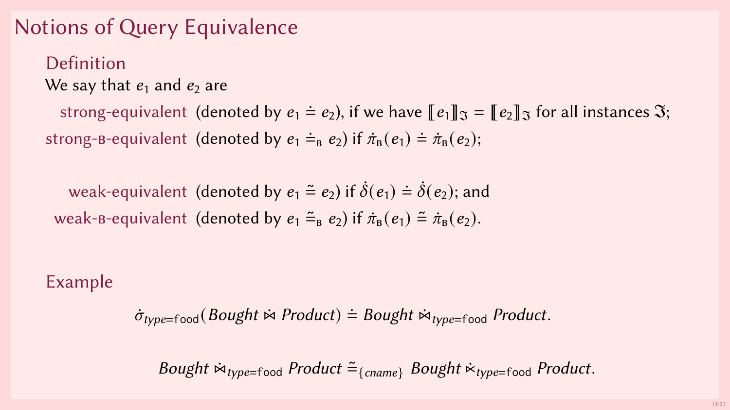# Notions of Query Equivalence

## Definition

We say that $e_1$ and $e_2$ are

strong-equivalent (denoted by $e_1 \doteq e_2$), if we have $[\![ e_1 ]\!]_{\mathfrak{I}} = [\![ e_2 ]\!]_{\mathfrak{I}}$ for all instances $\mathfrak{I}$;

strong-B-equivalent (denoted by $e_1 \doteq_{\mathrm{B}} e_2$) if $\dot{\pi}_{\mathrm{B}}(e_1) \doteq \dot{\pi}_{\mathrm{B}}(e_2)$;

weak-equivalent (denoted by $e_1 \tilde{\doteq} e_2$) if $\dot{\delta}(e_1) \doteq \dot{\delta}(e_2)$; and

weak-B-equivalent (denoted by $e_1 \tilde{\doteq}_{\mathrm{B}} e_2$) if $\dot{\pi}_{\mathrm{B}}(e_1) \tilde{\doteq} \dot{\pi}_{\mathrm{B}}(e_2)$.

## Example

$$\dot{\sigma}_{type=\mathsf{food}}(Bought \dot{\bowtie} Product) \doteq Bought \dot{\bowtie}_{type=\mathsf{food}} Product.$$

$$Bought \dot{\bowtie}_{type=\mathsf{food}} Product \tilde{\doteq}_{\{cname\}} Bought \dot{\ltimes}_{type=\mathsf{food}} Product.$$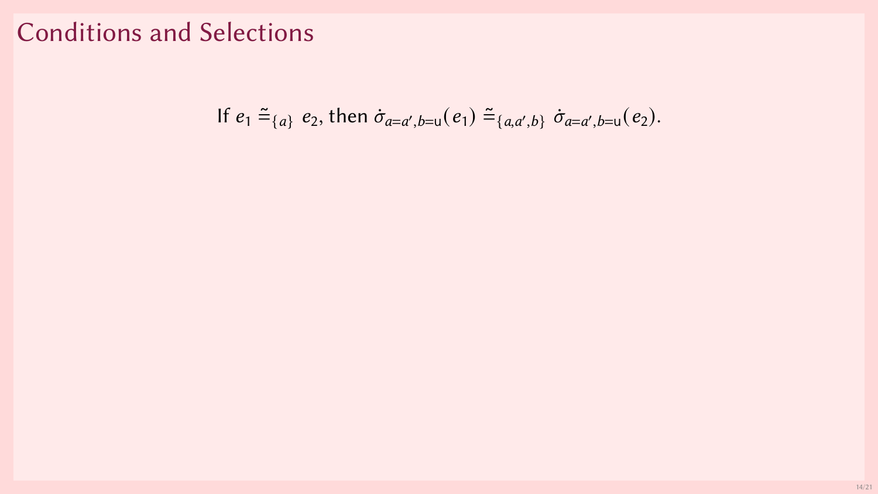# Conditions and Selections

If $e_1 \mathrel{\tilde{\dot{=}}}_{\{a\}} e_2$, then $\dot{\sigma}_{a=a',b=\mathsf{u}}(e_1) \mathrel{\tilde{\dot{=}}}_{\{a,a',b\}} \dot{\sigma}_{a=a',b=\mathsf{u}}(e_2)$.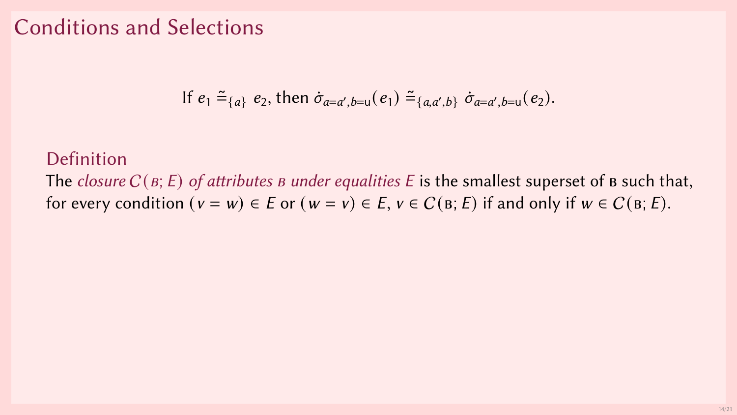# Conditions and Selections

$$\text{If } e_1 \tilde{\doteq}_{\{a\}} e_2, \text{ then } \dot{\sigma}_{a=a',b=\mathsf{u}}(e_1) \tilde{\doteq}_{\{a,a',b\}} \dot{\sigma}_{a=a',b=\mathsf{u}}(e_2).$$

## Definition

The *closure* $C(\text{B}; E)$ *of attributes* B *under equalities* $E$ is the smallest superset of B such that, for every condition $(v = w) \in E$ or $(w = v) \in E$, $v \in C(\text{B}; E)$ if and only if $w \in C(\text{B}; E)$.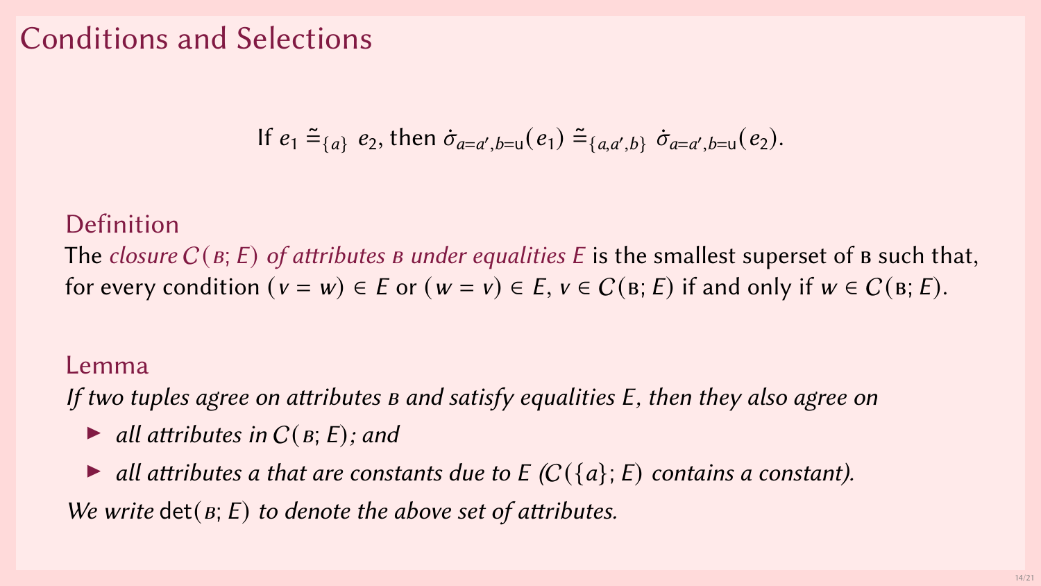# Conditions and Selections

$$\text{If } e_1 \mathrel{\dot{\tilde{=}}}_{\{a\}} e_2, \text{ then } \dot{\sigma}_{a=a',b=\mathsf{u}}(e_1) \mathrel{\dot{\tilde{=}}}_{\{a,a',b\}} \dot{\sigma}_{a=a',b=\mathsf{u}}(e_2).$$

## Definition

The *closure $C(\textsc{b}; E)$ of attributes $\textsc{b}$ under equalities $E$* is the smallest superset of $\textsc{b}$ such that, for every condition $(v = w) \in E$ or $(w = v) \in E$, $v \in C(\textsc{b}; E)$ if and only if $w \in C(\textsc{b}; E)$.

## Lemma

*If two tuples agree on attributes $\textsc{b}$ and satisfy equalities $E$, then they also agree on*

- *all attributes in $C(\textsc{b}; E)$; and*
- *all attributes $a$ that are constants due to $E$ ($C(\{a\}; E)$ contains a constant).*

*We write $\det(\textsc{b}; E)$ to denote the above set of attributes.*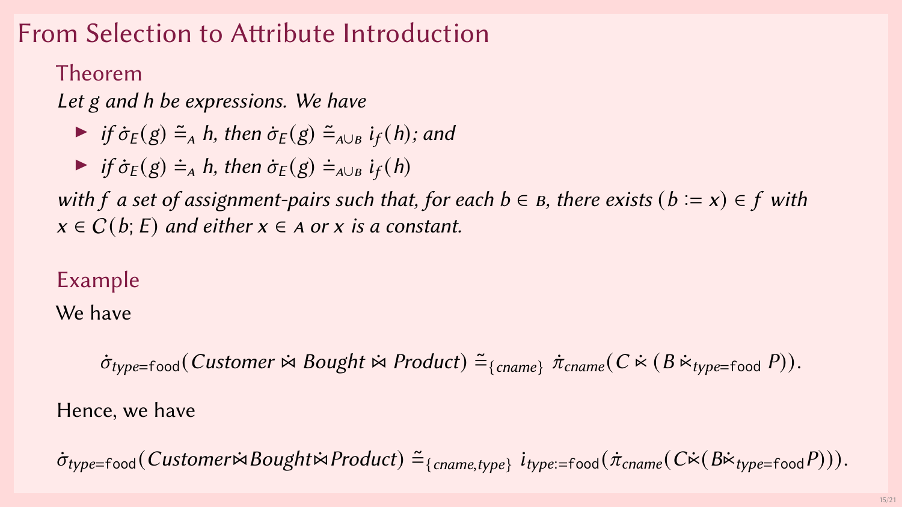# From Selection to Attribute Introduction

## Theorem

*Let $g$ and $h$ be expressions. We have*

- *if $\dot{\sigma}_E(g) \mathrel{\tilde{\dot{=}}}_{A} h$, then $\dot{\sigma}_E(g) \mathrel{\tilde{\dot{=}}}_{A \cup B} i_f(h)$; and*
- *if $\dot{\sigma}_E(g) \doteq_{A} h$, then $\dot{\sigma}_E(g) \doteq_{A \cup B} i_f(h)$*

*with $f$ a set of assignment-pairs such that, for each $b \in B$, there exists $(b := x) \in f$ with $x \in C(b; E)$ and either $x \in A$ or $x$ is a constant.*

## Example

We have

$$\dot{\sigma}_{type=\mathsf{food}}(Customer \mathbin{\dot{\bowtie}} Bought \mathbin{\dot{\bowtie}} Product) \mathrel{\tilde{\dot{=}}}_{\{cname\}} \dot{\pi}_{cname}(C \mathbin{\dot{\ltimes}} (B \mathbin{\dot{\ltimes}}_{type=\mathsf{food}} P)).$$

Hence, we have

$$\dot{\sigma}_{type=\mathsf{food}}(Customer \mathbin{\dot{\bowtie}} Bought \mathbin{\dot{\bowtie}} Product) \mathrel{\tilde{\dot{=}}}_{\{cname,type\}} i_{type:=\mathsf{food}}(\dot{\pi}_{cname}(C \mathbin{\dot{\ltimes}} (B \mathbin{\dot{\ltimes}}_{type=\mathsf{food}} P))).$$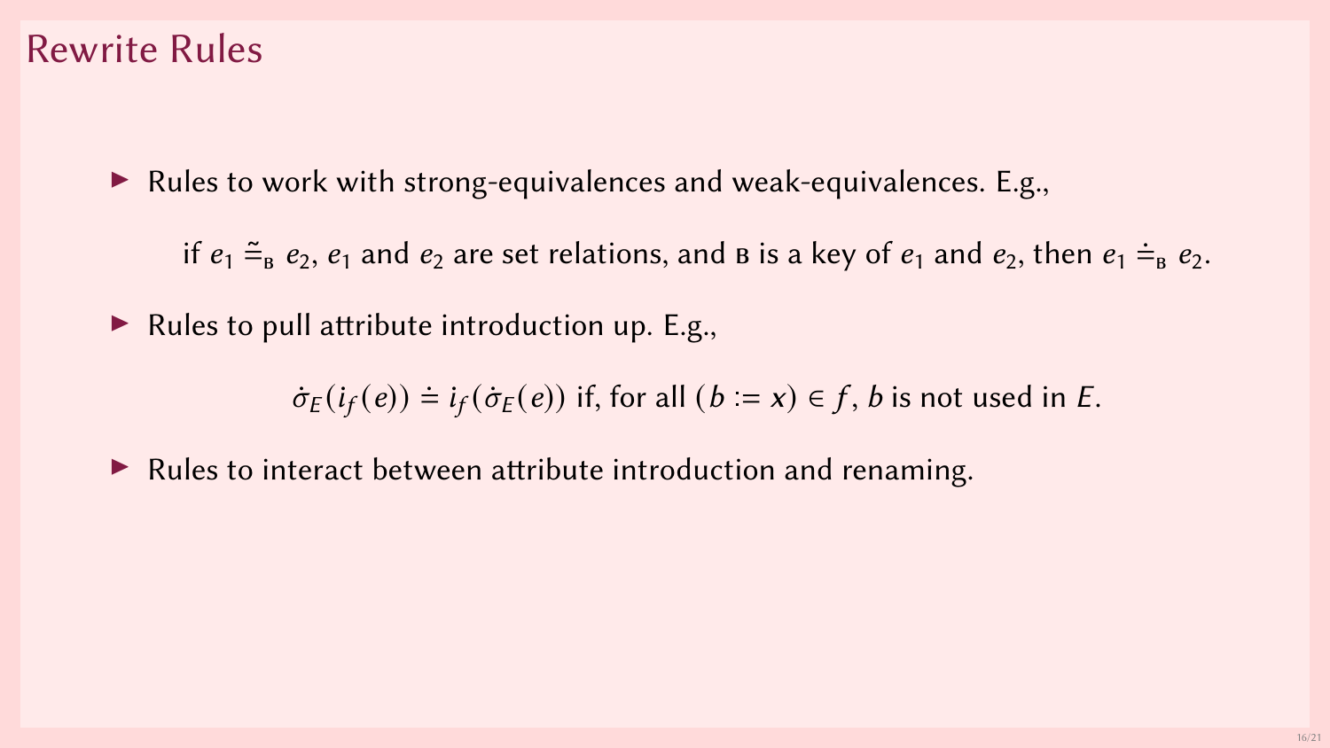# Rewrite Rules

- Rules to work with strong-equivalences and weak-equivalences. E.g.,

  if $e_1 \mathrel{\tilde{\doteq}}_{\text{B}} e_2$, $e_1$ and $e_2$ are set relations, and B is a key of $e_1$ and $e_2$, then $e_1 \doteq_{\text{B}} e_2$.

- Rules to pull attribute introduction up. E.g.,

  $$\dot{\sigma}_E(i_f(e)) \doteq i_f(\dot{\sigma}_E(e)) \text{ if, for all } (b := x) \in f,\ b \text{ is not used in } E.$$

- Rules to interact between attribute introduction and renaming.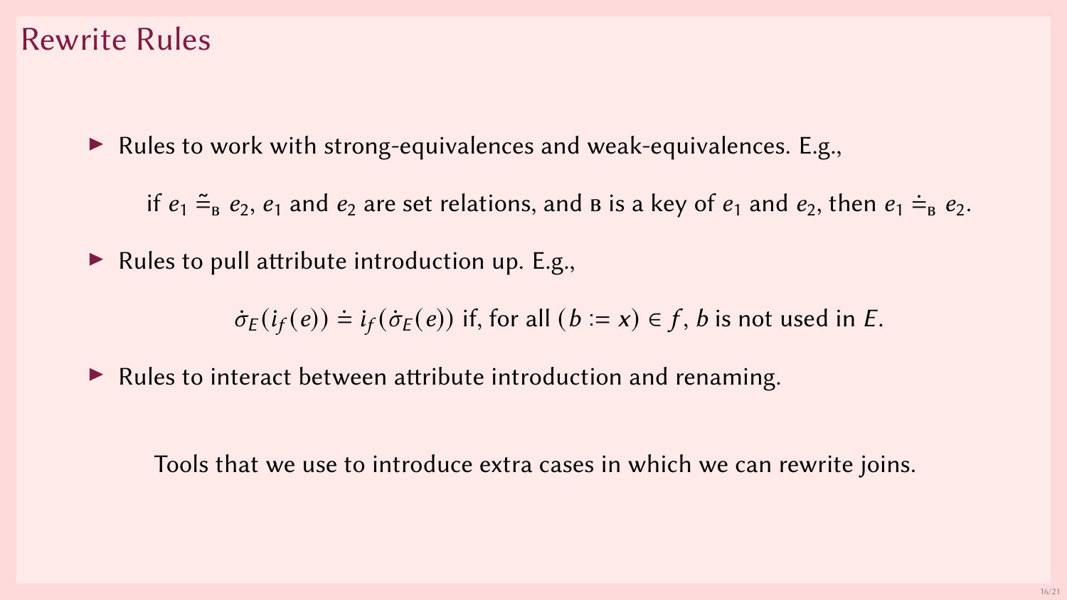# Rewrite Rules

- Rules to work with strong-equivalences and weak-equivalences. E.g.,

  if $e_1 \tilde{\doteq}_{\text{B}} e_2$, $e_1$ and $e_2$ are set relations, and B is a key of $e_1$ and $e_2$, then $e_1 \doteq_{\text{B}} e_2$.

- Rules to pull attribute introduction up. E.g.,

  $$\dot{\sigma}_E(i_f(e)) \doteq i_f(\dot{\sigma}_E(e)) \text{ if, for all } (b := x) \in f,\ b \text{ is not used in } E.$$

- Rules to interact between attribute introduction and renaming.

Tools that we use to introduce extra cases in which we can rewrite joins.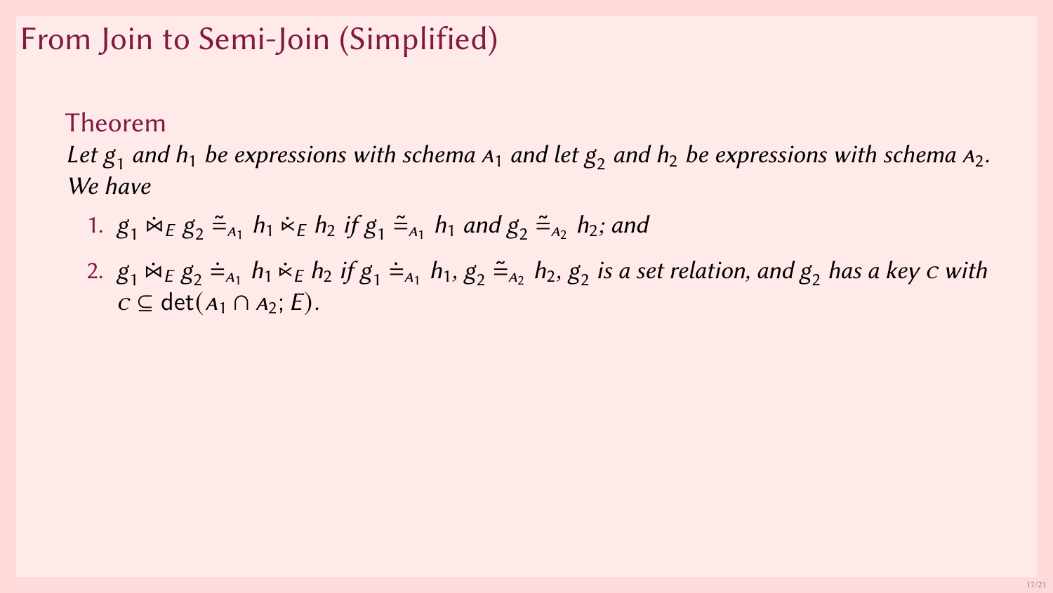# From Join to Semi-Join (Simplified)

## Theorem

*Let $g_1$ and $h_1$ be expressions with schema $\mathcal{A}_1$ and let $g_2$ and $h_2$ be expressions with schema $\mathcal{A}_2$. We have*

1. $g_1 \mathbin{\dot{\bowtie}_E} g_2 \mathrel{\dot{\tilde{=}}_{\mathcal{A}_1}} h_1 \mathbin{\dot{\ltimes}_E} h_2$ *if* $g_1 \mathrel{\dot{\tilde{=}}_{\mathcal{A}_1}} h_1$ *and* $g_2 \mathrel{\dot{\tilde{=}}_{\mathcal{A}_2}} h_2$*; and*
2. $g_1 \mathbin{\dot{\bowtie}_E} g_2 \mathrel{\dot{=}_{\mathcal{A}_1}} h_1 \mathbin{\dot{\ltimes}_E} h_2$ *if* $g_1 \mathrel{\dot{=}_{\mathcal{A}_1}} h_1$, $g_2 \mathrel{\dot{\tilde{=}}_{\mathcal{A}_2}} h_2$, $g_2$ *is a set relation, and* $g_2$ *has a key* $\mathcal{C}$ *with* $\mathcal{C} \subseteq \mathrm{det}(\mathcal{A}_1 \cap \mathcal{A}_2; E)$.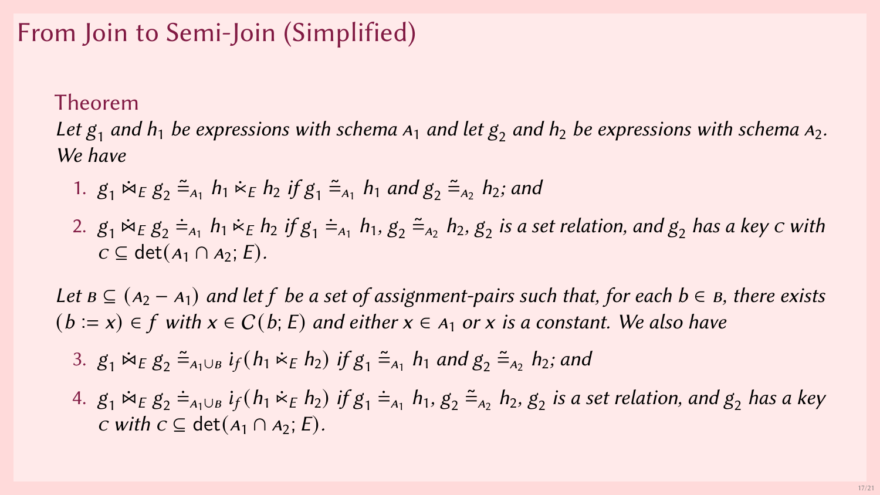# From Join to Semi-Join (Simplified)

## Theorem

*Let $g_1$ and $h_1$ be expressions with schema $\mathcal{A}_1$ and let $g_2$ and $h_2$ be expressions with schema $\mathcal{A}_2$. We have*

1. $g_1 \mathbin{\dot{\bowtie}}_E g_2 \mathrel{\dot{\tilde{=}}}_{\mathcal{A}_1} h_1 \mathbin{\dot{\ltimes}}_E h_2$ *if* $g_1 \mathrel{\dot{\tilde{=}}}_{\mathcal{A}_1} h_1$ *and* $g_2 \mathrel{\dot{\tilde{=}}}_{\mathcal{A}_2} h_2$*; and*
2. $g_1 \mathbin{\dot{\bowtie}}_E g_2 \doteq_{\mathcal{A}_1} h_1 \mathbin{\dot{\ltimes}}_E h_2$ *if* $g_1 \doteq_{\mathcal{A}_1} h_1$, $g_2 \mathrel{\dot{\tilde{=}}}_{\mathcal{A}_2} h_2$, $g_2$ *is a set relation, and* $g_2$ *has a key* $\mathcal{C}$ *with* $\mathcal{C} \subseteq \det(\mathcal{A}_1 \cap \mathcal{A}_2; E)$.

*Let* $\mathcal{B} \subseteq (\mathcal{A}_2 - \mathcal{A}_1)$ *and let* $f$ *be a set of assignment-pairs such that, for each* $b \in \mathcal{B}$*, there exists* $(b := x) \in f$ *with* $x \in C(b; E)$ *and either* $x \in \mathcal{A}_1$ *or* $x$ *is a constant. We also have*

3. $g_1 \mathbin{\dot{\bowtie}}_E g_2 \mathrel{\dot{\tilde{=}}}_{\mathcal{A}_1 \cup \mathcal{B}} i_f(h_1 \mathbin{\dot{\ltimes}}_E h_2)$ *if* $g_1 \mathrel{\dot{\tilde{=}}}_{\mathcal{A}_1} h_1$ *and* $g_2 \mathrel{\dot{\tilde{=}}}_{\mathcal{A}_2} h_2$*; and*
4. $g_1 \mathbin{\dot{\bowtie}}_E g_2 \doteq_{\mathcal{A}_1 \cup \mathcal{B}} i_f(h_1 \mathbin{\dot{\ltimes}}_E h_2)$ *if* $g_1 \doteq_{\mathcal{A}_1} h_1$, $g_2 \mathrel{\dot{\tilde{=}}}_{\mathcal{A}_2} h_2$, $g_2$ *is a set relation, and* $g_2$ *has a key* $\mathcal{C}$ *with* $\mathcal{C} \subseteq \det(\mathcal{A}_1 \cap \mathcal{A}_2; E)$.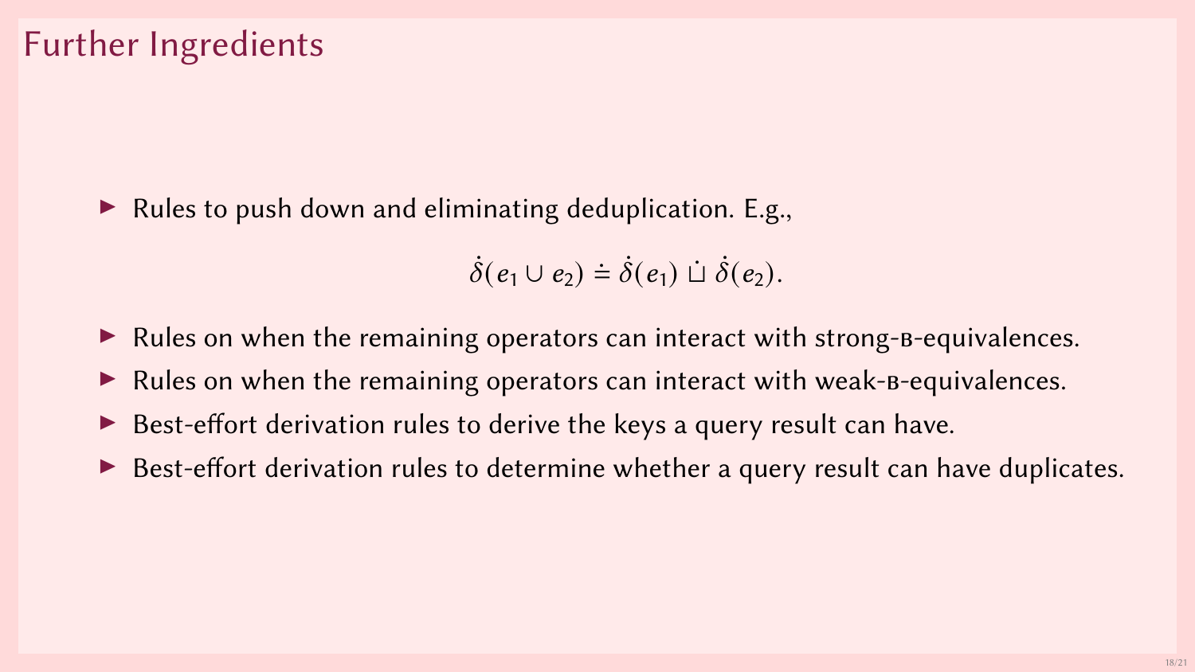# Further Ingredients

- Rules to push down and eliminating deduplication. E.g.,

$$\dot{\delta}(e_1 \cup e_2) \doteq \dot{\delta}(e_1) \,\dot{\sqcup}\, \dot{\delta}(e_2).$$

- Rules on when the remaining operators can interact with strong-B-equivalences.
- Rules on when the remaining operators can interact with weak-B-equivalences.
- Best-effort derivation rules to derive the keys a query result can have.
- Best-effort derivation rules to determine whether a query result can have duplicates.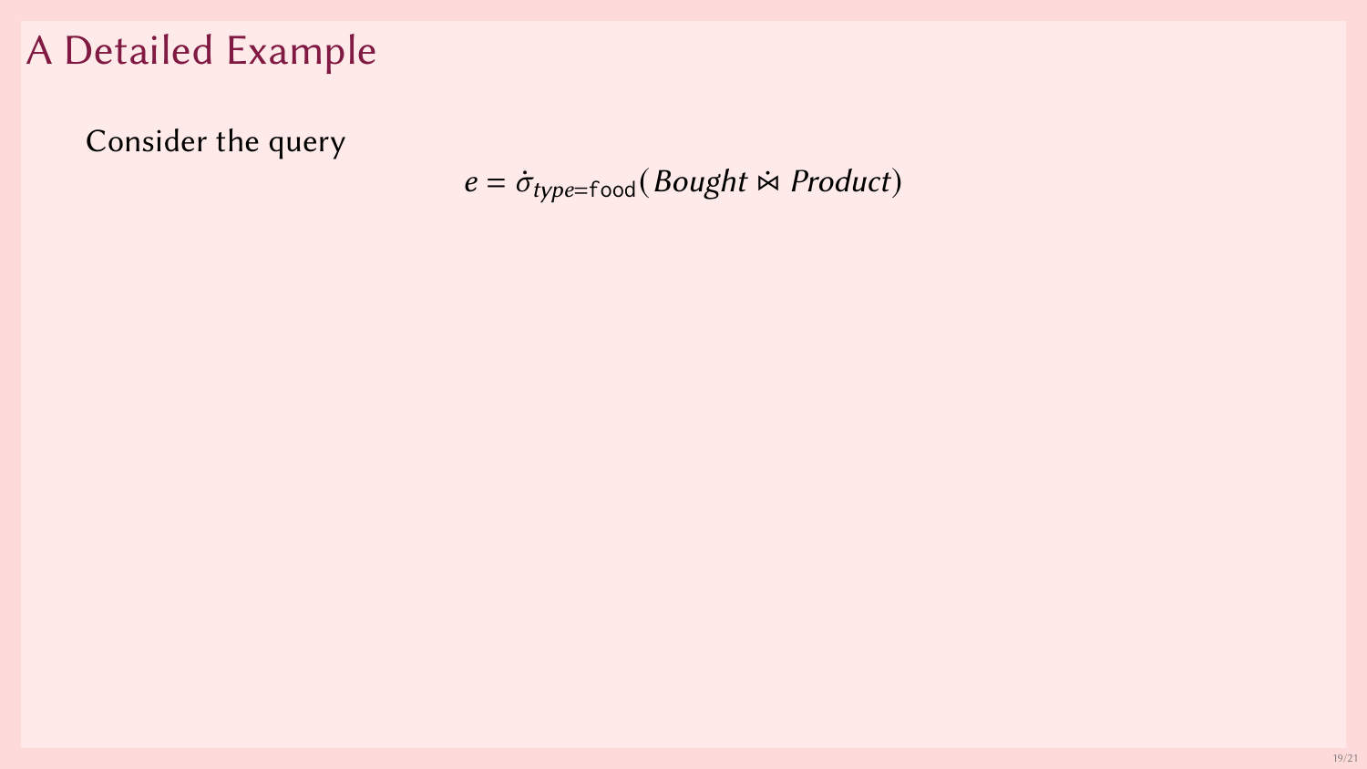# A Detailed Example

Consider the query

$$e = \dot{\sigma}_{type=\mathsf{food}}(Bought \,\dot{\bowtie}\, Product)$$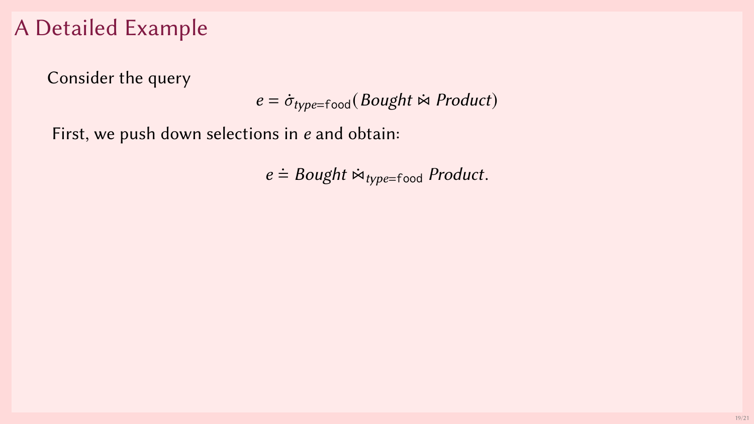# A Detailed Example

Consider the query

$$e = \dot{\sigma}_{type=\mathsf{food}}(Bought \mathbin{\dot{\bowtie}} Product)$$

First, we push down selections in $e$ and obtain:

$$e \doteq Bought \mathbin{\dot{\bowtie}}_{type=\mathsf{food}} Product.$$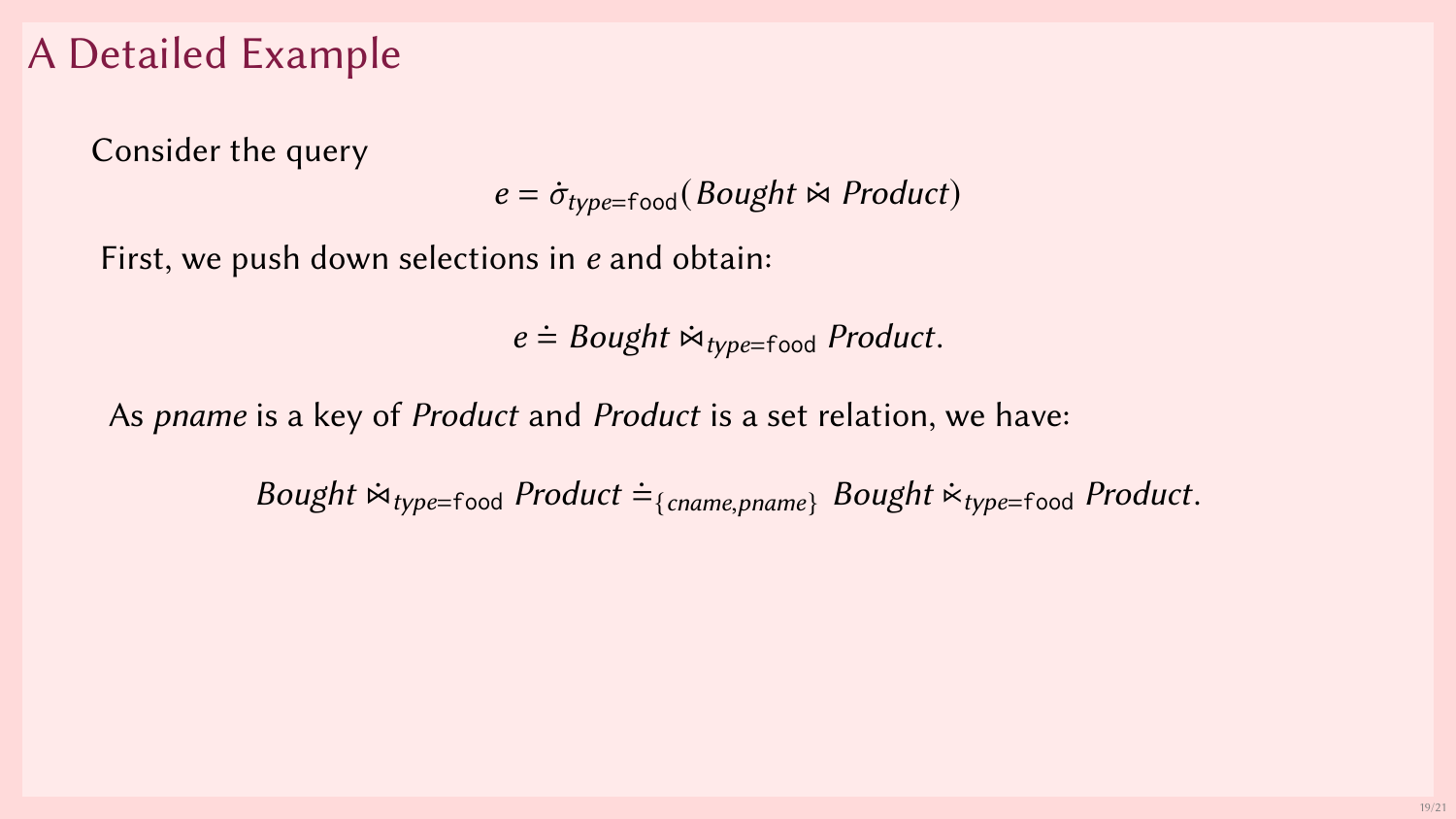# A Detailed Example

Consider the query

$$e = \dot{\sigma}_{type=\mathsf{food}}(Bought \mathbin{\dot{\bowtie}} Product)$$

First, we push down selections in $e$ and obtain:

$$e \doteq Bought \mathbin{\dot{\bowtie}}_{type=\mathsf{food}} Product.$$

As *pname* is a key of *Product* and *Product* is a set relation, we have:

$$Bought \mathbin{\dot{\bowtie}}_{type=\mathsf{food}} Product \doteq_{\{cname,pname\}} Bought \mathbin{\dot{\ltimes}}_{type=\mathsf{food}} Product.$$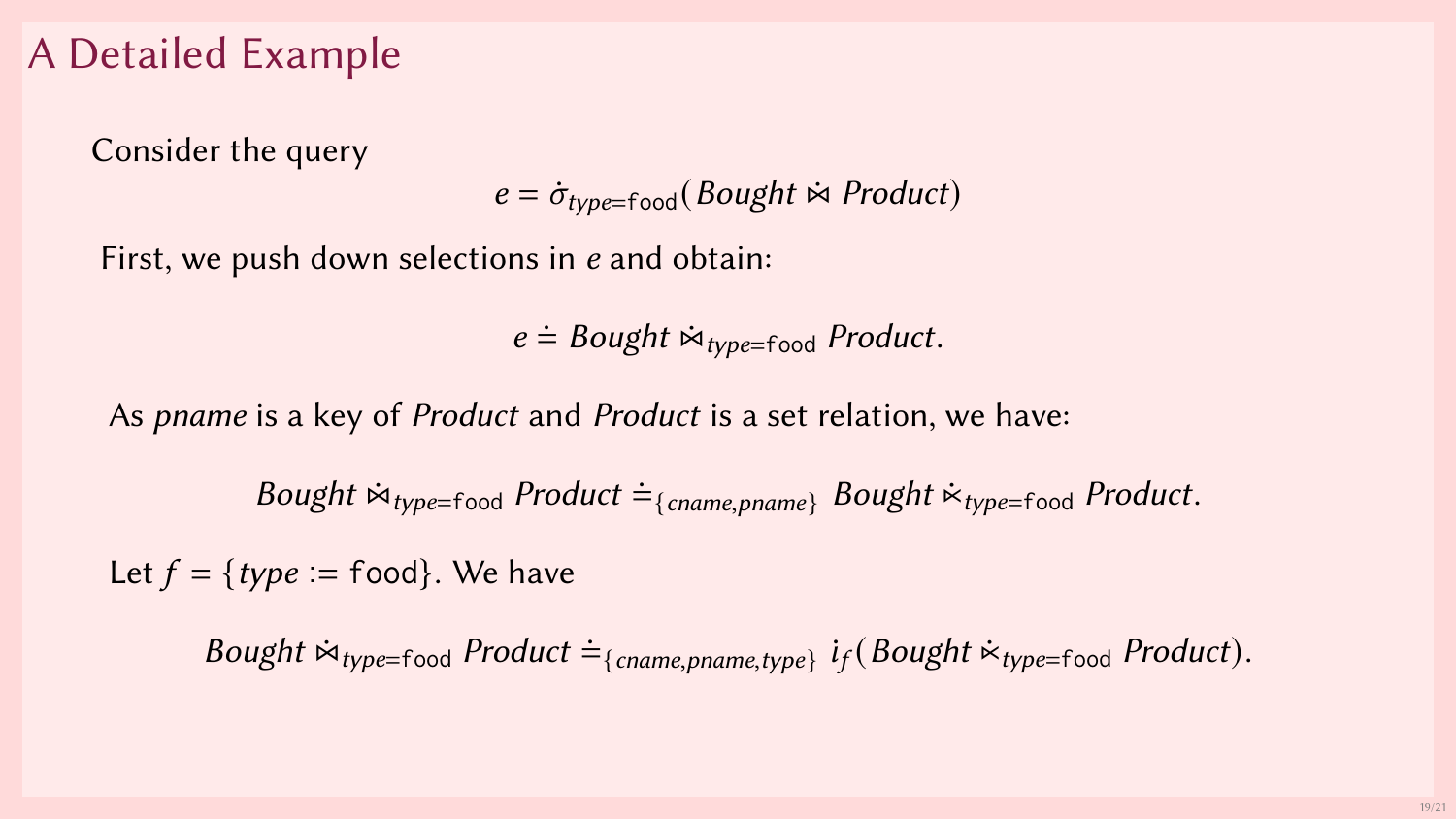# A Detailed Example

Consider the query

$$e = \dot{\sigma}_{type=\texttt{food}}(Bought \,\dot{\bowtie}\, Product)$$

First, we push down selections in $e$ and obtain:

$$e \doteq Bought \,\dot{\bowtie}_{type=\texttt{food}}\, Product.$$

As $pname$ is a key of $Product$ and $Product$ is a set relation, we have:

$$Bought \,\dot{\bowtie}_{type=\texttt{food}}\, Product \doteq_{\{cname,pname\}} Bought \,\dot{\ltimes}_{type=\texttt{food}}\, Product.$$

Let $f = \{type := \texttt{food}\}$. We have

$$Bought \,\dot{\bowtie}_{type=\texttt{food}}\, Product \doteq_{\{cname,pname,type\}} i_f(Bought \,\dot{\ltimes}_{type=\texttt{food}}\, Product).$$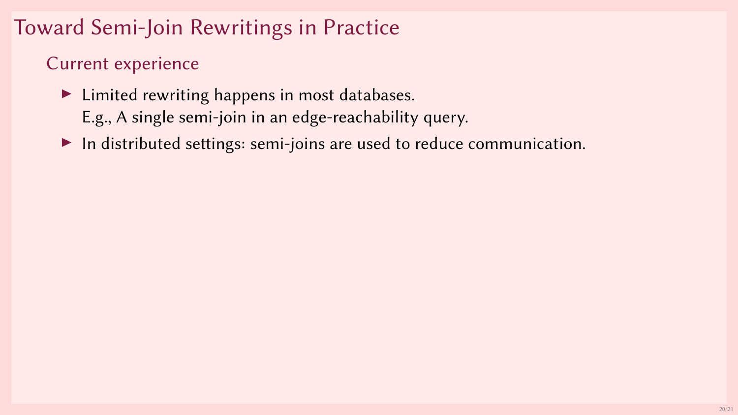# Toward Semi-Join Rewritings in Practice

## Current experience

- Limited rewriting happens in most databases.
  E.g., A single semi-join in an edge-reachability query.
- In distributed settings: semi-joins are used to reduce communication.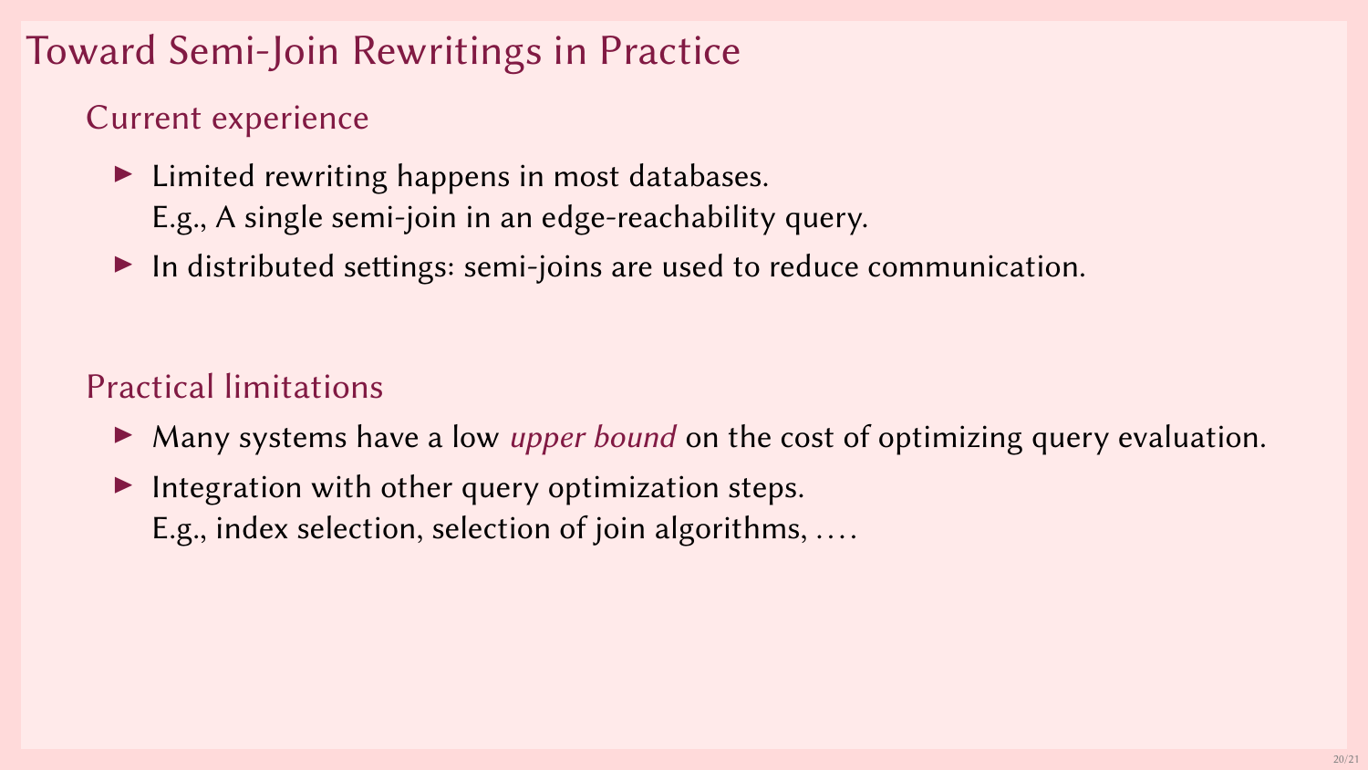# Toward Semi-Join Rewritings in Practice

## Current experience

- Limited rewriting happens in most databases.
  E.g., A single semi-join in an edge-reachability query.
- In distributed settings: semi-joins are used to reduce communication.

## Practical limitations

- Many systems have a low *upper bound* on the cost of optimizing query evaluation.
- Integration with other query optimization steps.
  E.g., index selection, selection of join algorithms, ….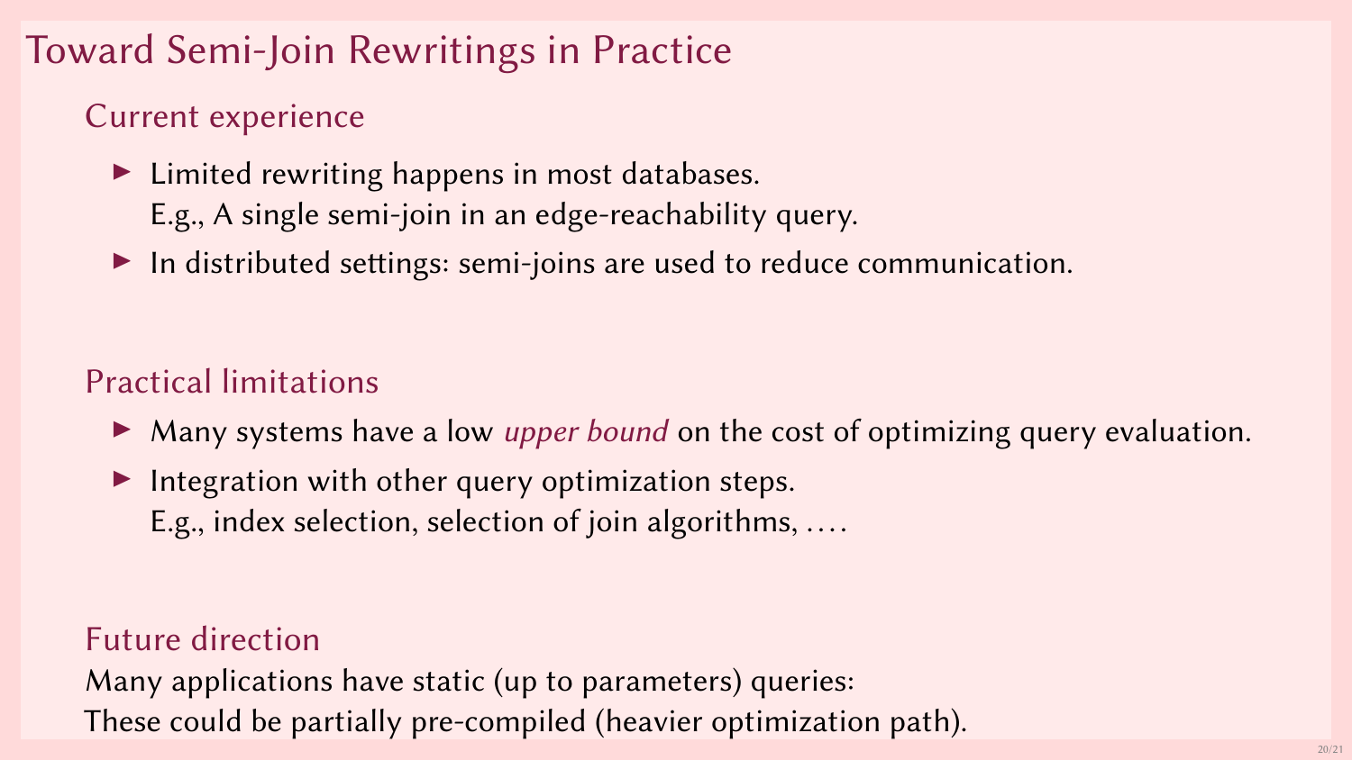# Toward Semi-Join Rewritings in Practice

## Current experience

- Limited rewriting happens in most databases.
  E.g., A single semi-join in an edge-reachability query.
- In distributed settings: semi-joins are used to reduce communication.

## Practical limitations

- Many systems have a low *upper bound* on the cost of optimizing query evaluation.
- Integration with other query optimization steps.
  E.g., index selection, selection of join algorithms, ....

## Future direction

Many applications have static (up to parameters) queries:
These could be partially pre-compiled (heavier optimization path).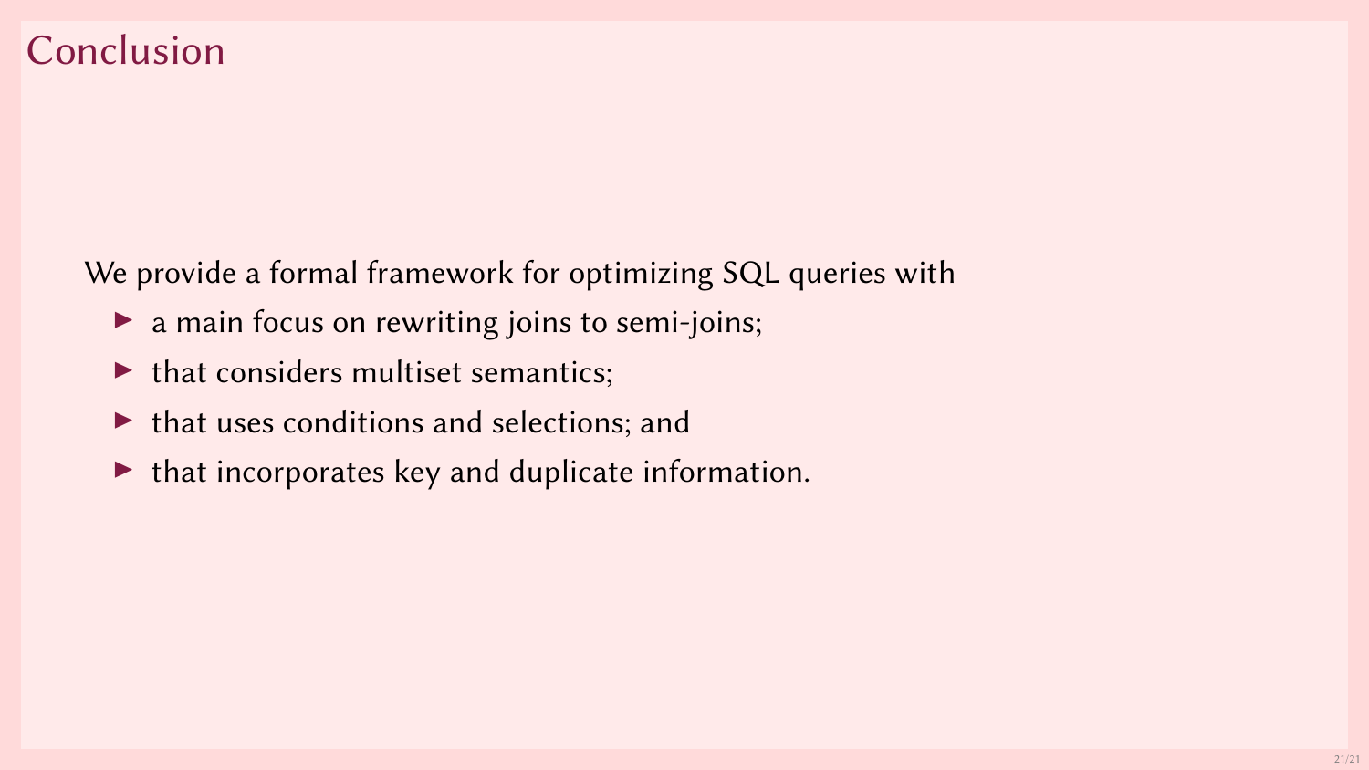# Conclusion

We provide a formal framework for optimizing SQL queries with

- a main focus on rewriting joins to semi-joins;
- that considers multiset semantics;
- that uses conditions and selections; and
- that incorporates key and duplicate information.